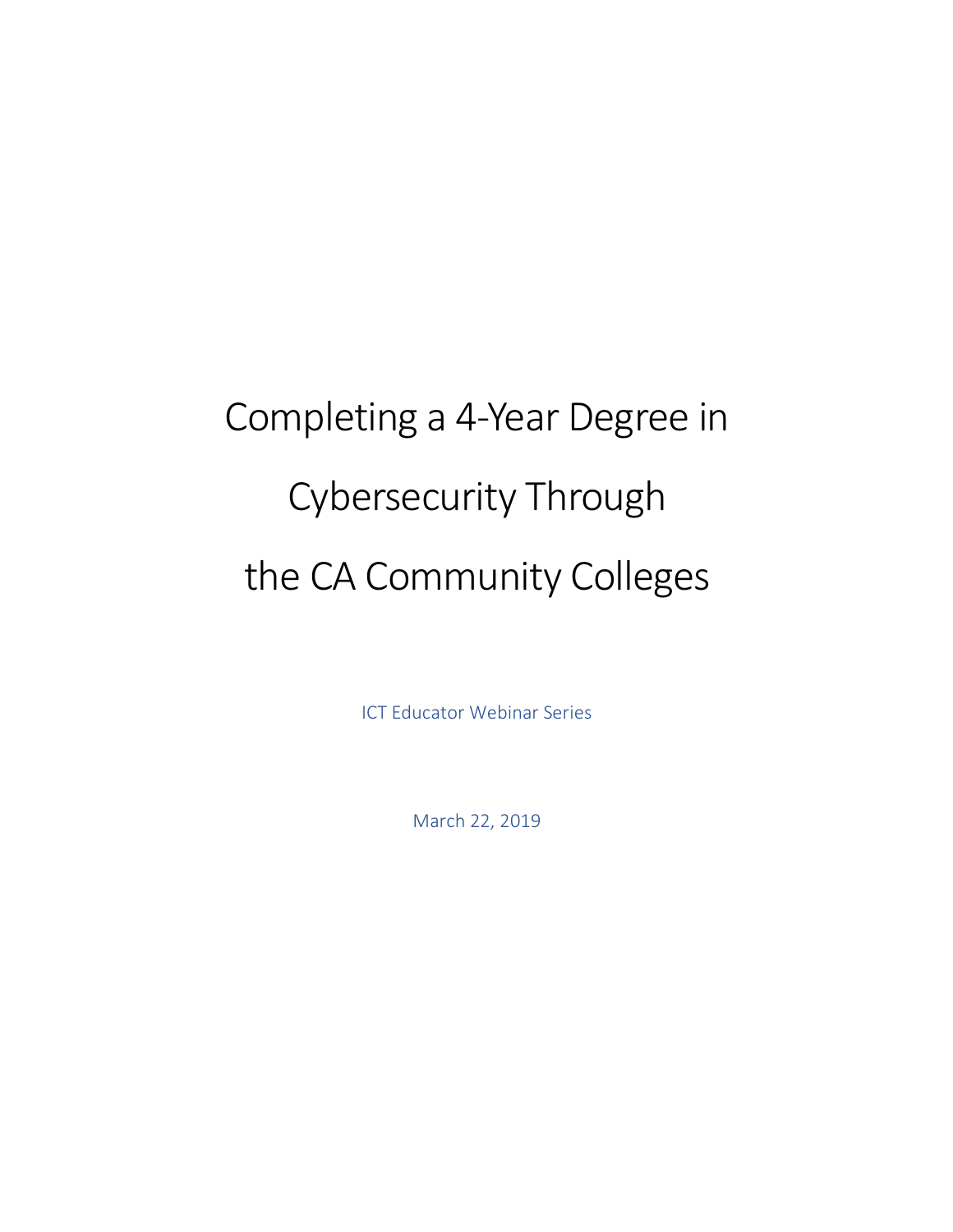# Completing a 4-Year Degree in Cybersecurity Through the CA Community Colleges

ICT Educator Webinar Series

March 22, 2019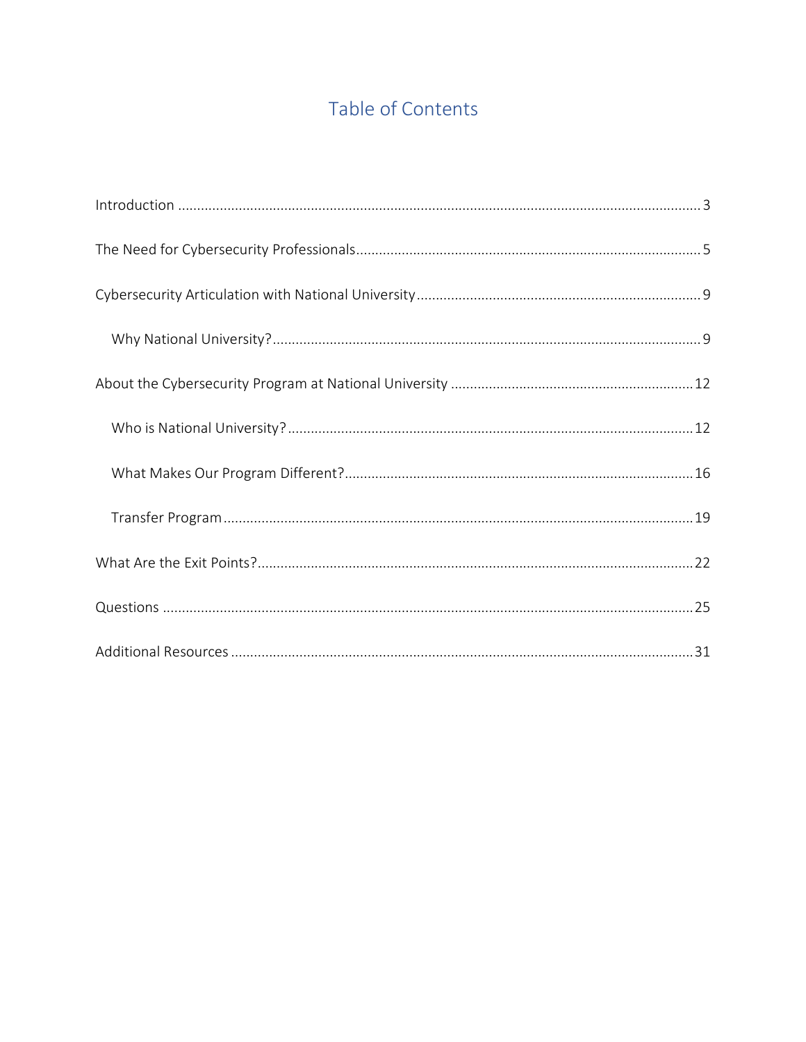# Table of Contents

Introduction ........................................................................................................................................ 3

The Need for Cybersecurity Professionals.......................................................................................... 5

Cybersecurity Articulation with National University .......................................................................... 9

  Why National University?................................................................................................................ 9

About the Cybersecurity Program at National University ............................................................... 12

  Who is National University?.......................................................................................................... 12

  What Makes Our Program Different?........................................................................................... 16

  Transfer Program........................................................................................................................... 19

What Are the Exit Points?................................................................................................................. 22

Questions .......................................................................................................................................... 25

Additional Resources ........................................................................................................................ 31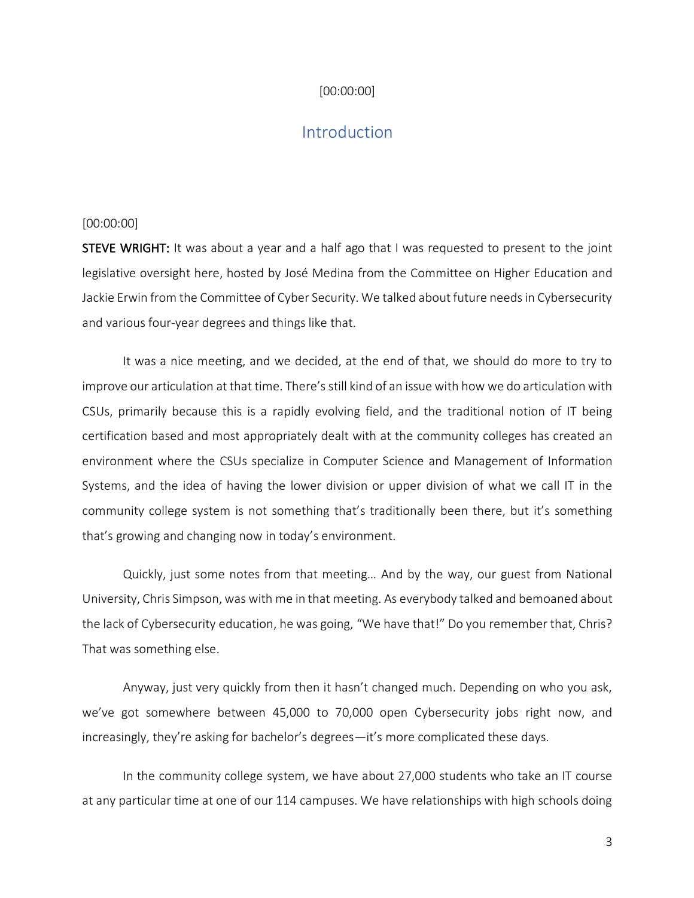[00:00:00]

# Introduction

[00:00:00]

**STEVE WRIGHT:** It was about a year and a half ago that I was requested to present to the joint legislative oversight here, hosted by José Medina from the Committee on Higher Education and Jackie Erwin from the Committee of Cyber Security. We talked about future needs in Cybersecurity and various four-year degrees and things like that.

It was a nice meeting, and we decided, at the end of that, we should do more to try to improve our articulation at that time. There's still kind of an issue with how we do articulation with CSUs, primarily because this is a rapidly evolving field, and the traditional notion of IT being certification based and most appropriately dealt with at the community colleges has created an environment where the CSUs specialize in Computer Science and Management of Information Systems, and the idea of having the lower division or upper division of what we call IT in the community college system is not something that's traditionally been there, but it's something that's growing and changing now in today's environment.

Quickly, just some notes from that meeting… And by the way, our guest from National University, Chris Simpson, was with me in that meeting. As everybody talked and bemoaned about the lack of Cybersecurity education, he was going, "We have that!" Do you remember that, Chris? That was something else.

Anyway, just very quickly from then it hasn't changed much. Depending on who you ask, we've got somewhere between 45,000 to 70,000 open Cybersecurity jobs right now, and increasingly, they're asking for bachelor's degrees—it's more complicated these days.

In the community college system, we have about 27,000 students who take an IT course at any particular time at one of our 114 campuses. We have relationships with high schools doing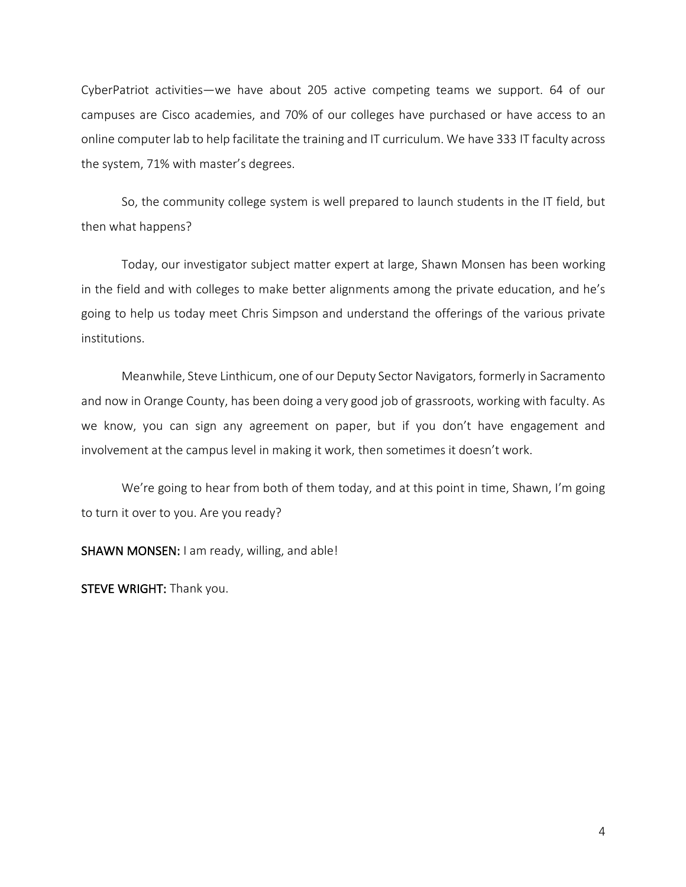CyberPatriot activities—we have about 205 active competing teams we support. 64 of our campuses are Cisco academies, and 70% of our colleges have purchased or have access to an online computer lab to help facilitate the training and IT curriculum. We have 333 IT faculty across the system, 71% with master's degrees.

So, the community college system is well prepared to launch students in the IT field, but then what happens?

Today, our investigator subject matter expert at large, Shawn Monsen has been working in the field and with colleges to make better alignments among the private education, and he's going to help us today meet Chris Simpson and understand the offerings of the various private institutions.

Meanwhile, Steve Linthicum, one of our Deputy Sector Navigators, formerly in Sacramento and now in Orange County, has been doing a very good job of grassroots, working with faculty. As we know, you can sign any agreement on paper, but if you don't have engagement and involvement at the campus level in making it work, then sometimes it doesn't work.

We're going to hear from both of them today, and at this point in time, Shawn, I'm going to turn it over to you. Are you ready?

**SHAWN MONSEN:** I am ready, willing, and able!

**STEVE WRIGHT:** Thank you.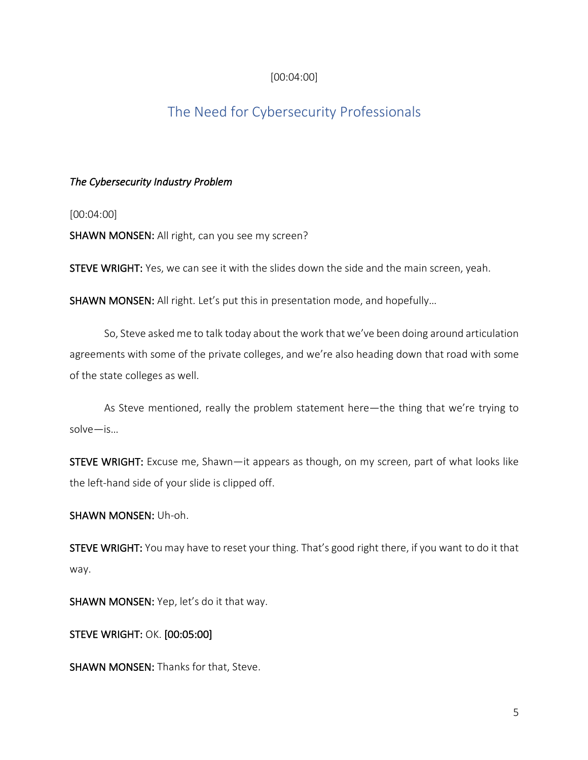[00:04:00]

## The Need for Cybersecurity Professionals

### *The Cybersecurity Industry Problem*

[00:04:00]

**SHAWN MONSEN:** All right, can you see my screen?

**STEVE WRIGHT:** Yes, we can see it with the slides down the side and the main screen, yeah.

**SHAWN MONSEN:** All right. Let's put this in presentation mode, and hopefully…

So, Steve asked me to talk today about the work that we've been doing around articulation agreements with some of the private colleges, and we're also heading down that road with some of the state colleges as well.

As Steve mentioned, really the problem statement here—the thing that we're trying to solve—is…

**STEVE WRIGHT:** Excuse me, Shawn—it appears as though, on my screen, part of what looks like the left-hand side of your slide is clipped off.

**SHAWN MONSEN:** Uh-oh.

**STEVE WRIGHT:** You may have to reset your thing. That's good right there, if you want to do it that way.

**SHAWN MONSEN:** Yep, let's do it that way.

**STEVE WRIGHT:** OK. **[00:05:00]**

**SHAWN MONSEN:** Thanks for that, Steve.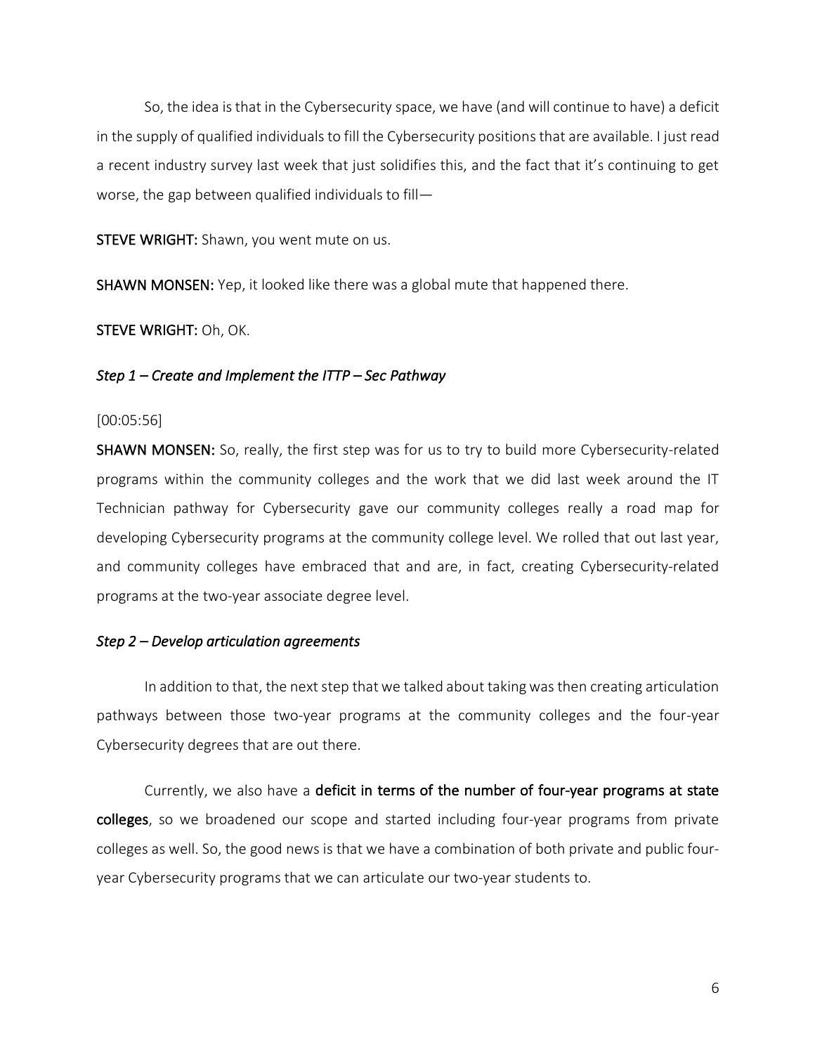So, the idea is that in the Cybersecurity space, we have (and will continue to have) a deficit in the supply of qualified individuals to fill the Cybersecurity positions that are available. I just read a recent industry survey last week that just solidifies this, and the fact that it's continuing to get worse, the gap between qualified individuals to fill—

**STEVE WRIGHT:** Shawn, you went mute on us.

**SHAWN MONSEN:** Yep, it looked like there was a global mute that happened there.

**STEVE WRIGHT:** Oh, OK.

### *Step 1 – Create and Implement the ITTP – Sec Pathway*

[00:05:56]

**SHAWN MONSEN:** So, really, the first step was for us to try to build more Cybersecurity-related programs within the community colleges and the work that we did last week around the IT Technician pathway for Cybersecurity gave our community colleges really a road map for developing Cybersecurity programs at the community college level. We rolled that out last year, and community colleges have embraced that and are, in fact, creating Cybersecurity-related programs at the two-year associate degree level.

### *Step 2 – Develop articulation agreements*

In addition to that, the next step that we talked about taking was then creating articulation pathways between those two-year programs at the community colleges and the four-year Cybersecurity degrees that are out there.

Currently, we also have a **deficit in terms of the number of four-year programs at state colleges**, so we broadened our scope and started including four-year programs from private colleges as well. So, the good news is that we have a combination of both private and public four-year Cybersecurity programs that we can articulate our two-year students to.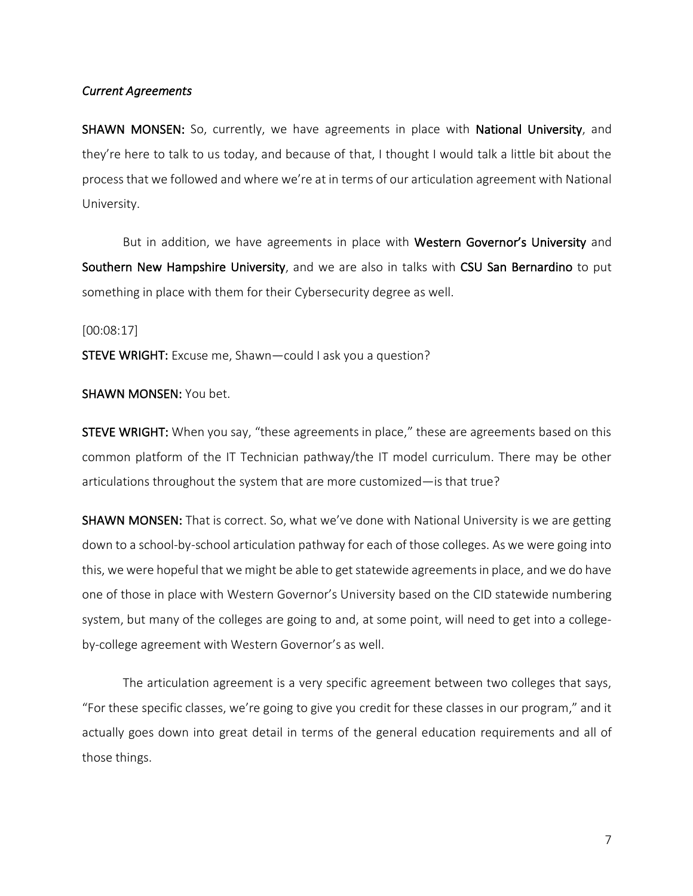*Current Agreements*

**SHAWN MONSEN:** So, currently, we have agreements in place with **National University**, and they're here to talk to us today, and because of that, I thought I would talk a little bit about the process that we followed and where we're at in terms of our articulation agreement with National University.

But in addition, we have agreements in place with **Western Governor's University** and **Southern New Hampshire University**, and we are also in talks with **CSU San Bernardino** to put something in place with them for their Cybersecurity degree as well.

[00:08:17]

**STEVE WRIGHT:** Excuse me, Shawn—could I ask you a question?

**SHAWN MONSEN:** You bet.

**STEVE WRIGHT:** When you say, "these agreements in place," these are agreements based on this common platform of the IT Technician pathway/the IT model curriculum. There may be other articulations throughout the system that are more customized—is that true?

**SHAWN MONSEN:** That is correct. So, what we've done with National University is we are getting down to a school-by-school articulation pathway for each of those colleges. As we were going into this, we were hopeful that we might be able to get statewide agreements in place, and we do have one of those in place with Western Governor's University based on the CID statewide numbering system, but many of the colleges are going to and, at some point, will need to get into a college-by-college agreement with Western Governor's as well.

The articulation agreement is a very specific agreement between two colleges that says, "For these specific classes, we're going to give you credit for these classes in our program," and it actually goes down into great detail in terms of the general education requirements and all of those things.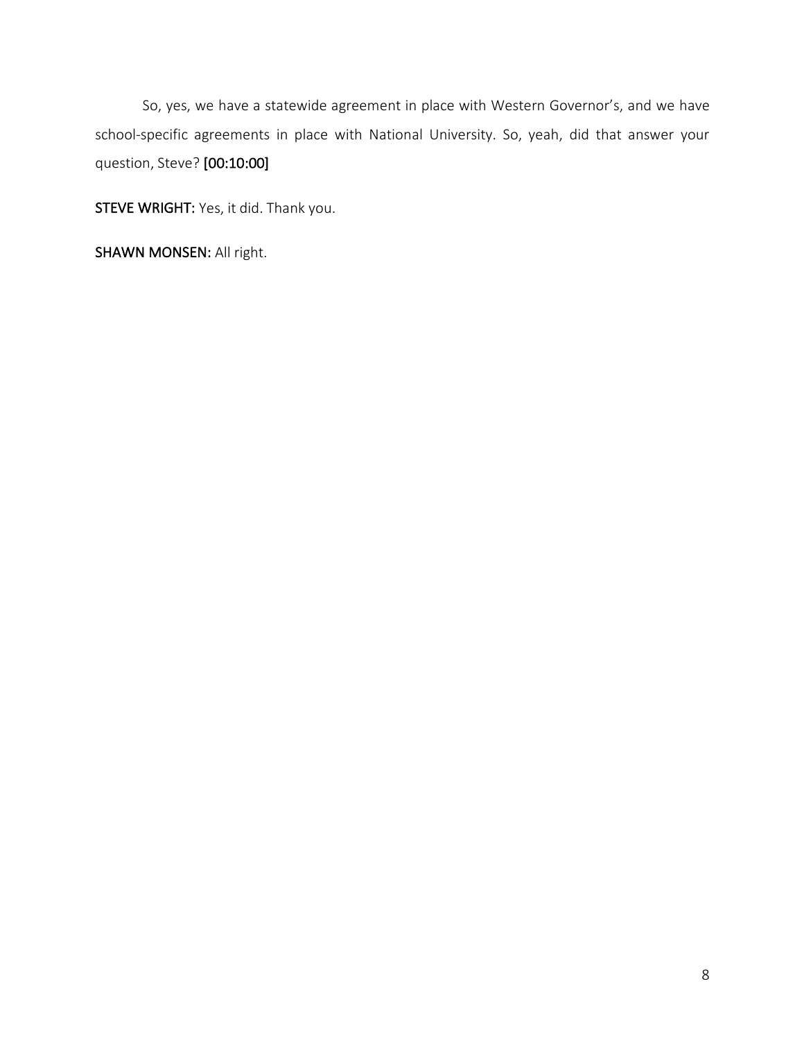So, yes, we have a statewide agreement in place with Western Governor's, and we have school-specific agreements in place with National University. So, yeah, did that answer your question, Steve? **[00:10:00]**

**STEVE WRIGHT:** Yes, it did. Thank you.

**SHAWN MONSEN:** All right.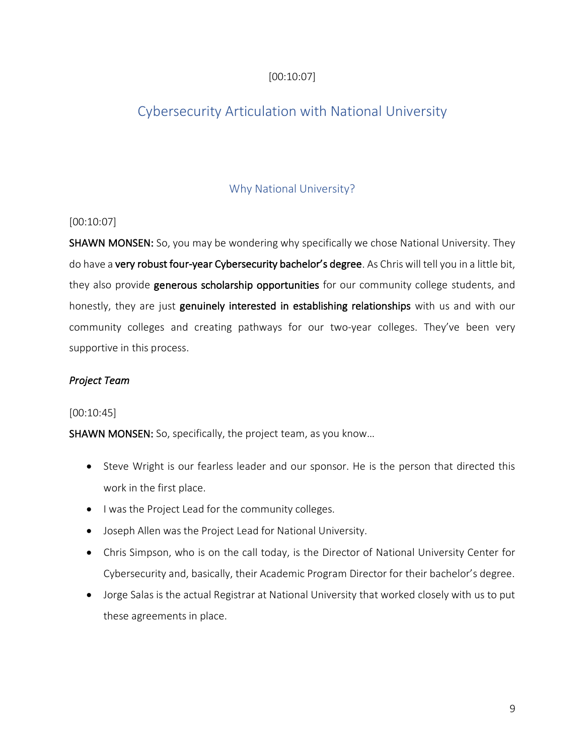[00:10:07]

## Cybersecurity Articulation with National University

### Why National University?

[00:10:07]

**SHAWN MONSEN:** So, you may be wondering why specifically we chose National University. They do have a **very robust four-year Cybersecurity bachelor's degree**. As Chris will tell you in a little bit, they also provide **generous scholarship opportunities** for our community college students, and honestly, they are just **genuinely interested in establishing relationships** with us and with our community colleges and creating pathways for our two-year colleges. They've been very supportive in this process.

#### *Project Team*

[00:10:45]

**SHAWN MONSEN:** So, specifically, the project team, as you know…

- Steve Wright is our fearless leader and our sponsor. He is the person that directed this work in the first place.
- I was the Project Lead for the community colleges.
- Joseph Allen was the Project Lead for National University.
- Chris Simpson, who is on the call today, is the Director of National University Center for Cybersecurity and, basically, their Academic Program Director for their bachelor's degree.
- Jorge Salas is the actual Registrar at National University that worked closely with us to put these agreements in place.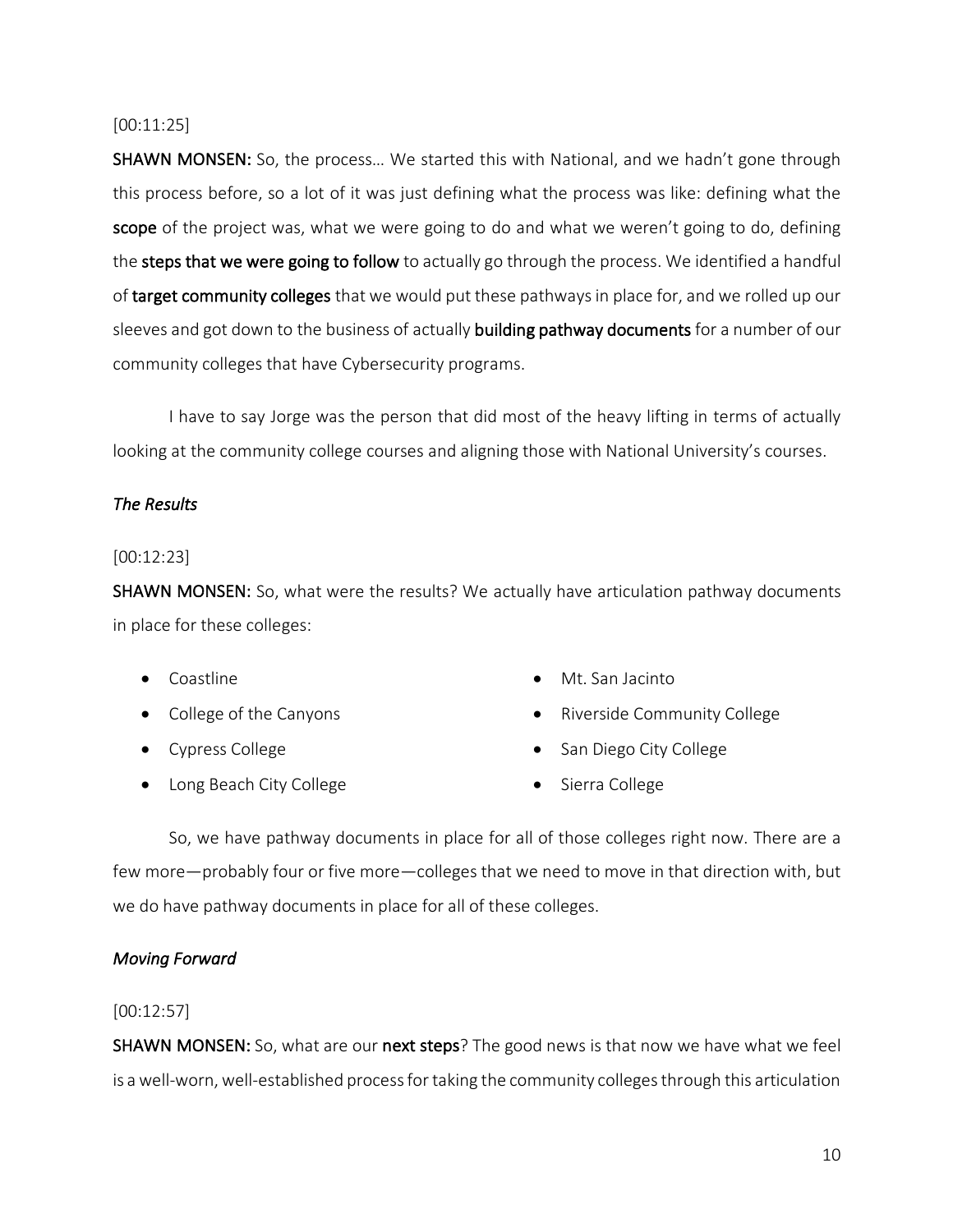[00:11:25]

**SHAWN MONSEN:** So, the process… We started this with National, and we hadn't gone through this process before, so a lot of it was just defining what the process was like: defining what the **scope** of the project was, what we were going to do and what we weren't going to do, defining the **steps that we were going to follow** to actually go through the process. We identified a handful of **target community colleges** that we would put these pathways in place for, and we rolled up our sleeves and got down to the business of actually **building pathway documents** for a number of our community colleges that have Cybersecurity programs.

I have to say Jorge was the person that did most of the heavy lifting in terms of actually looking at the community college courses and aligning those with National University's courses.

*The Results*

[00:12:23]

**SHAWN MONSEN:** So, what were the results? We actually have articulation pathway documents in place for these colleges:

- Coastline
- College of the Canyons
- Cypress College
- Long Beach City College
- Mt. San Jacinto
- Riverside Community College
- San Diego City College
- Sierra College

So, we have pathway documents in place for all of those colleges right now. There are a few more—probably four or five more—colleges that we need to move in that direction with, but we do have pathway documents in place for all of these colleges.

*Moving Forward*

[00:12:57]

**SHAWN MONSEN:** So, what are our **next steps**? The good news is that now we have what we feel is a well-worn, well-established process for taking the community colleges through this articulation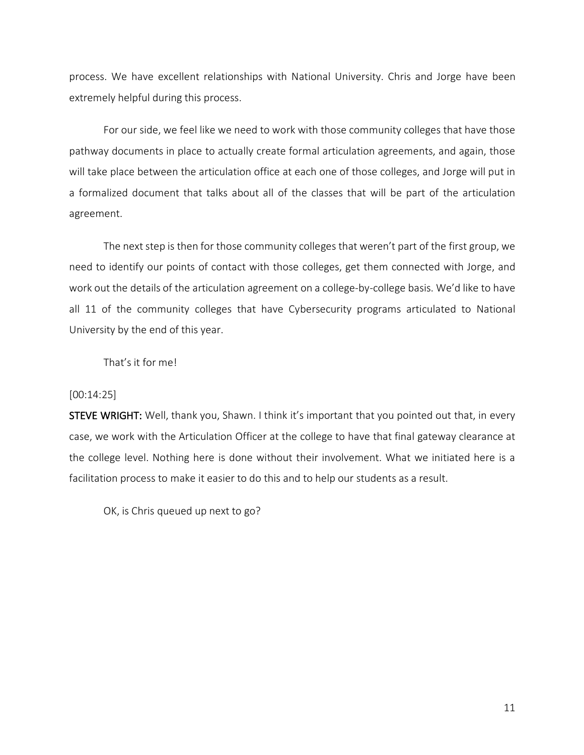process. We have excellent relationships with National University. Chris and Jorge have been extremely helpful during this process.

For our side, we feel like we need to work with those community colleges that have those pathway documents in place to actually create formal articulation agreements, and again, those will take place between the articulation office at each one of those colleges, and Jorge will put in a formalized document that talks about all of the classes that will be part of the articulation agreement.

The next step is then for those community colleges that weren't part of the first group, we need to identify our points of contact with those colleges, get them connected with Jorge, and work out the details of the articulation agreement on a college-by-college basis. We'd like to have all 11 of the community colleges that have Cybersecurity programs articulated to National University by the end of this year.

That's it for me!

[00:14:25]

**STEVE WRIGHT:** Well, thank you, Shawn. I think it's important that you pointed out that, in every case, we work with the Articulation Officer at the college to have that final gateway clearance at the college level. Nothing here is done without their involvement. What we initiated here is a facilitation process to make it easier to do this and to help our students as a result.

OK, is Chris queued up next to go?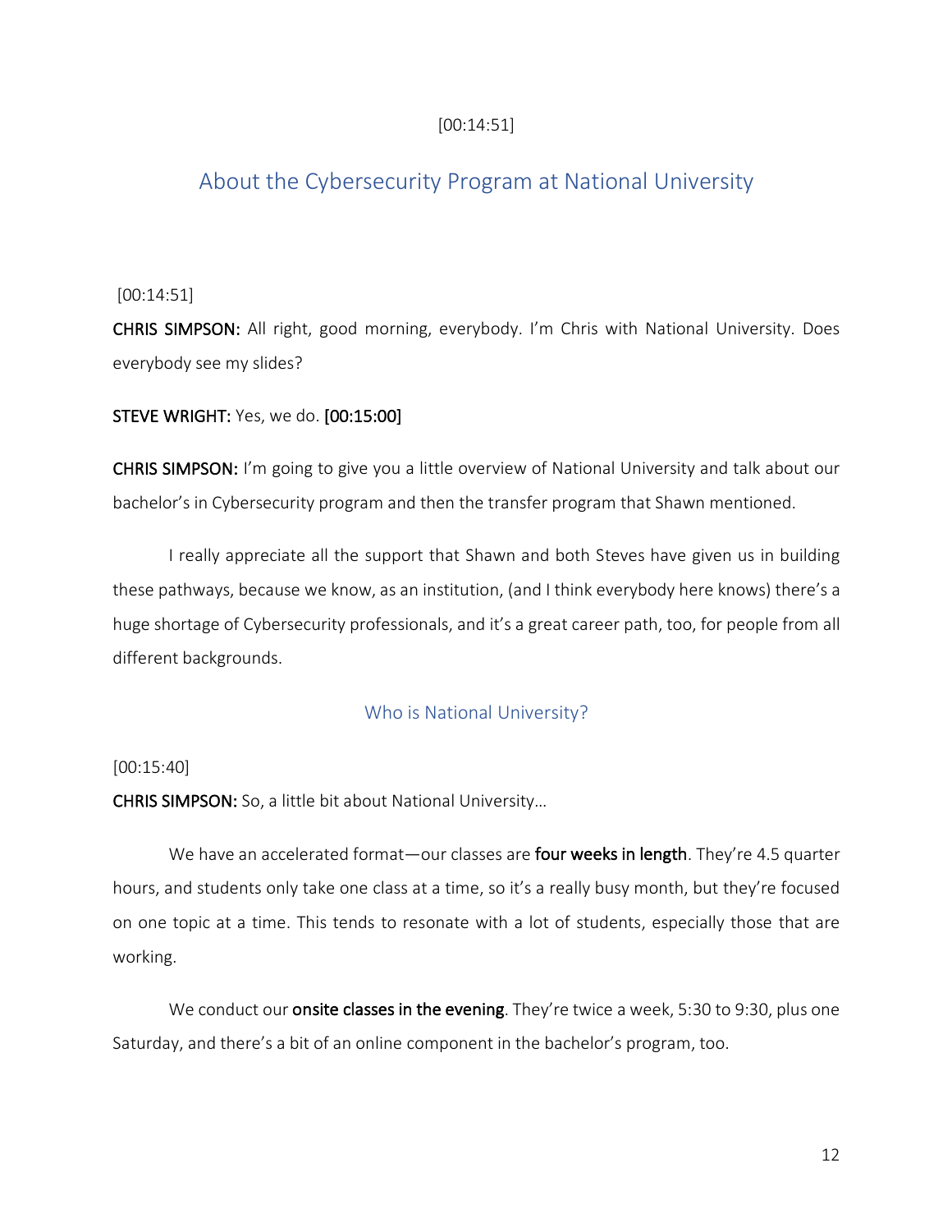[00:14:51]

## About the Cybersecurity Program at National University

[00:14:51]

**CHRIS SIMPSON:** All right, good morning, everybody. I'm Chris with National University. Does everybody see my slides?

**STEVE WRIGHT:** Yes, we do. **[00:15:00]**

**CHRIS SIMPSON:** I'm going to give you a little overview of National University and talk about our bachelor's in Cybersecurity program and then the transfer program that Shawn mentioned.

I really appreciate all the support that Shawn and both Steves have given us in building these pathways, because we know, as an institution, (and I think everybody here knows) there's a huge shortage of Cybersecurity professionals, and it's a great career path, too, for people from all different backgrounds.

### Who is National University?

[00:15:40]

**CHRIS SIMPSON:** So, a little bit about National University…

We have an accelerated format—our classes are **four weeks in length**. They're 4.5 quarter hours, and students only take one class at a time, so it's a really busy month, but they're focused on one topic at a time. This tends to resonate with a lot of students, especially those that are working.

We conduct our **onsite classes in the evening**. They're twice a week, 5:30 to 9:30, plus one Saturday, and there's a bit of an online component in the bachelor's program, too.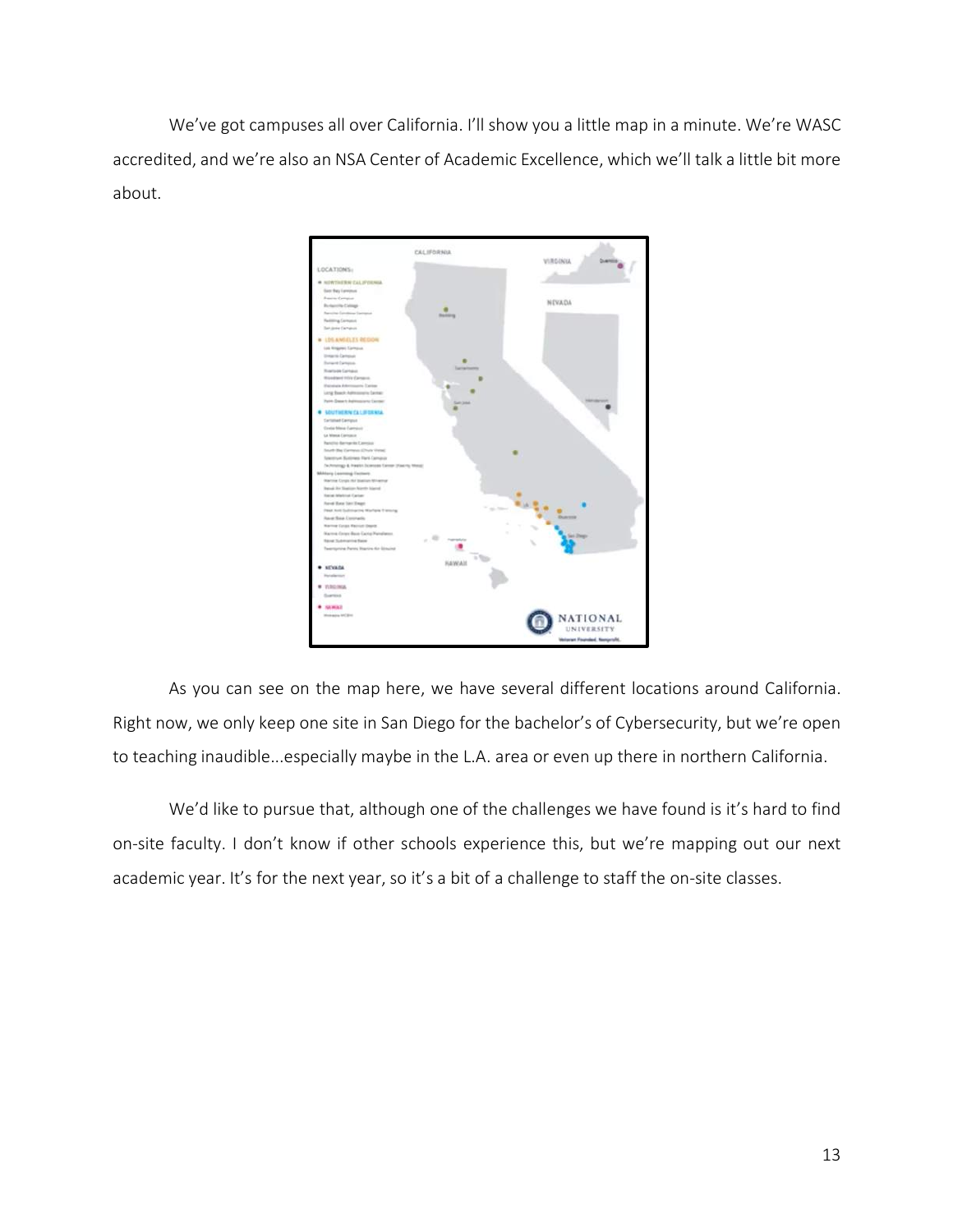We've got campuses all over California. I'll show you a little map in a minute. We're WASC accredited, and we're also an NSA Center of Academic Excellence, which we'll talk a little bit more about.

As you can see on the map here, we have several different locations around California. Right now, we only keep one site in San Diego for the bachelor's of Cybersecurity, but we're open to teaching inaudible...especially maybe in the L.A. area or even up there in northern California.

We'd like to pursue that, although one of the challenges we have found is it's hard to find on-site faculty. I don't know if other schools experience this, but we're mapping out our next academic year. It's for the next year, so it's a bit of a challenge to staff the on-site classes.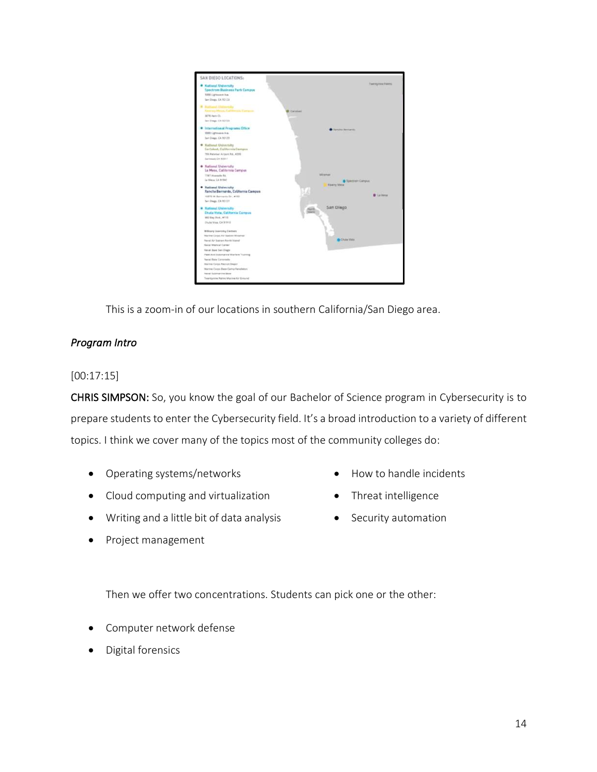This is a zoom-in of our locations in southern California/San Diego area.

*Program Intro*

[00:17:15]

**CHRIS SIMPSON:** So, you know the goal of our Bachelor of Science program in Cybersecurity is to prepare students to enter the Cybersecurity field. It's a broad introduction to a variety of different topics. I think we cover many of the topics most of the community colleges do:

- Operating systems/networks
- Cloud computing and virtualization
- Writing and a little bit of data analysis
- Project management
- How to handle incidents
- Threat intelligence
- Security automation

Then we offer two concentrations. Students can pick one or the other:

- Computer network defense
- Digital forensics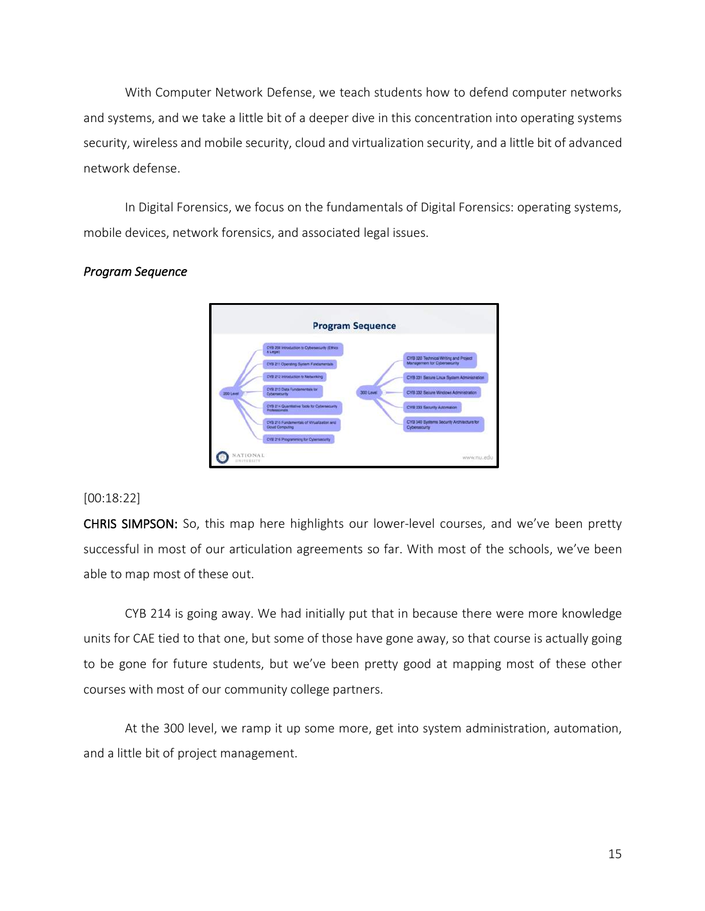With Computer Network Defense, we teach students how to defend computer networks and systems, and we take a little bit of a deeper dive in this concentration into operating systems security, wireless and mobile security, cloud and virtualization security, and a little bit of advanced network defense.

In Digital Forensics, we focus on the fundamentals of Digital Forensics: operating systems, mobile devices, network forensics, and associated legal issues.

*Program Sequence*

[00:18:22]

**CHRIS SIMPSON:** So, this map here highlights our lower-level courses, and we've been pretty successful in most of our articulation agreements so far. With most of the schools, we've been able to map most of these out.

CYB 214 is going away. We had initially put that in because there were more knowledge units for CAE tied to that one, but some of those have gone away, so that course is actually going to be gone for future students, but we've been pretty good at mapping most of these other courses with most of our community college partners.

At the 300 level, we ramp it up some more, get into system administration, automation, and a little bit of project management.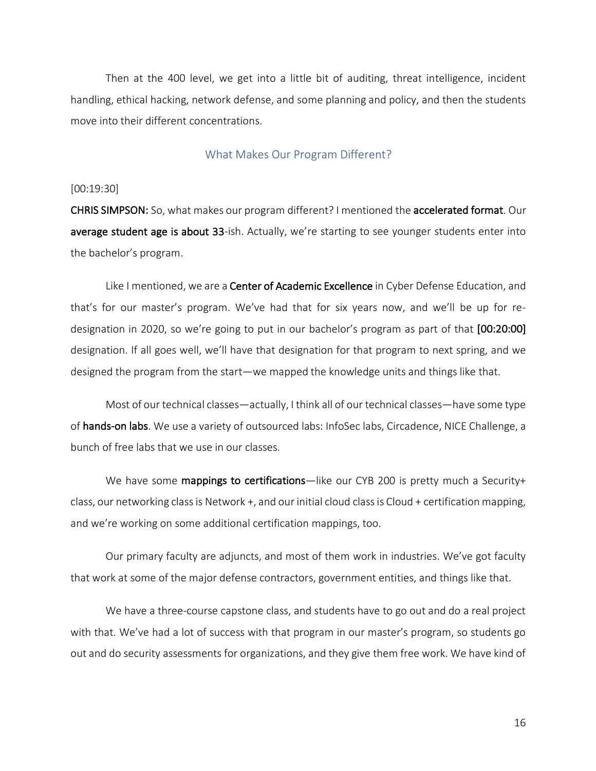Then at the 400 level, we get into a little bit of auditing, threat intelligence, incident handling, ethical hacking, network defense, and some planning and policy, and then the students move into their different concentrations.

## What Makes Our Program Different?

[00:19:30]

**CHRIS SIMPSON:** So, what makes our program different? I mentioned the **accelerated format**. Our **average student age is about 33**-ish. Actually, we're starting to see younger students enter into the bachelor's program.

Like I mentioned, we are a **Center of Academic Excellence** in Cyber Defense Education, and that's for our master's program. We've had that for six years now, and we'll be up for re-designation in 2020, so we're going to put in our bachelor's program as part of that **[00:20:00]** designation. If all goes well, we'll have that designation for that program to next spring, and we designed the program from the start—we mapped the knowledge units and things like that.

Most of our technical classes—actually, I think all of our technical classes—have some type of **hands-on labs**. We use a variety of outsourced labs: InfoSec labs, Circadence, NICE Challenge, a bunch of free labs that we use in our classes.

We have some **mappings to certifications**—like our CYB 200 is pretty much a Security+ class, our networking class is Network +, and our initial cloud class is Cloud + certification mapping, and we're working on some additional certification mappings, too.

Our primary faculty are adjuncts, and most of them work in industries. We've got faculty that work at some of the major defense contractors, government entities, and things like that.

We have a three-course capstone class, and students have to go out and do a real project with that. We've had a lot of success with that program in our master's program, so students go out and do security assessments for organizations, and they give them free work. We have kind of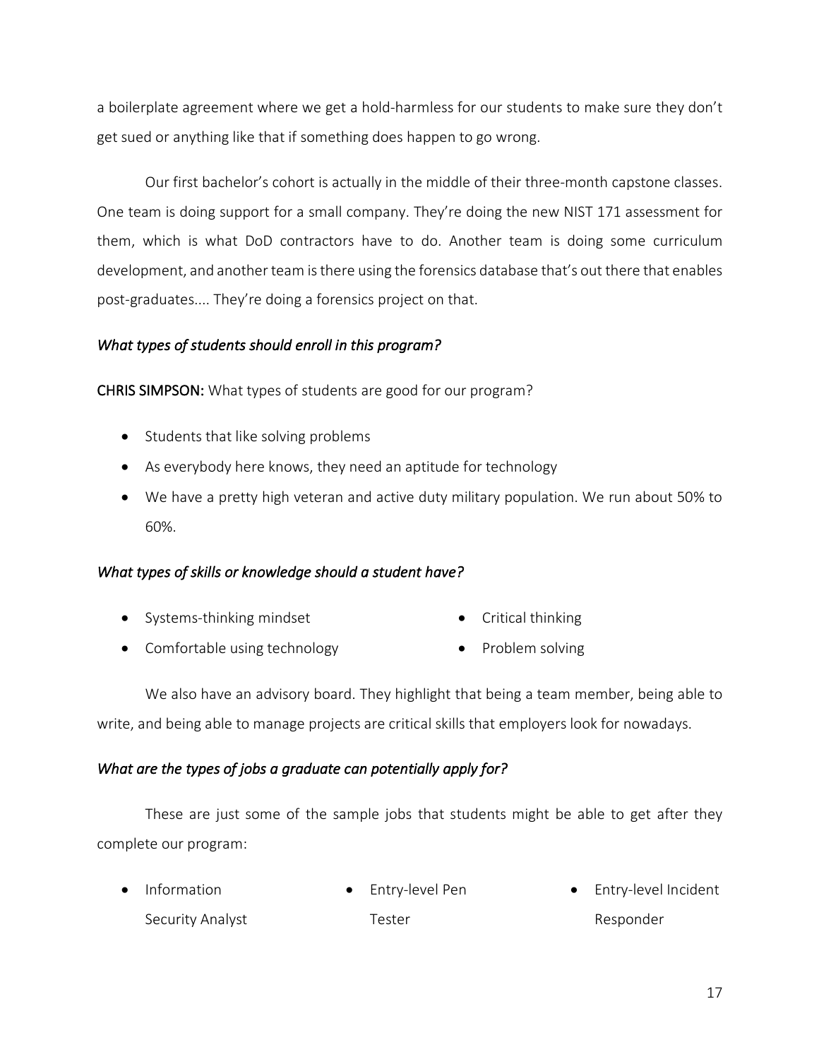a boilerplate agreement where we get a hold-harmless for our students to make sure they don't get sued or anything like that if something does happen to go wrong.

Our first bachelor's cohort is actually in the middle of their three-month capstone classes. One team is doing support for a small company. They're doing the new NIST 171 assessment for them, which is what DoD contractors have to do. Another team is doing some curriculum development, and another team is there using the forensics database that's out there that enables post-graduates.... They're doing a forensics project on that.

*What types of students should enroll in this program?*

**CHRIS SIMPSON:** What types of students are good for our program?

- Students that like solving problems
- As everybody here knows, they need an aptitude for technology
- We have a pretty high veteran and active duty military population. We run about 50% to 60%.

*What types of skills or knowledge should a student have?*

- Systems-thinking mindset
- Comfortable using technology
- Critical thinking
- Problem solving

We also have an advisory board. They highlight that being a team member, being able to write, and being able to manage projects are critical skills that employers look for nowadays.

*What are the types of jobs a graduate can potentially apply for?*

These are just some of the sample jobs that students might be able to get after they complete our program:

- Information Security Analyst
- Entry-level Pen Tester
- Entry-level Incident Responder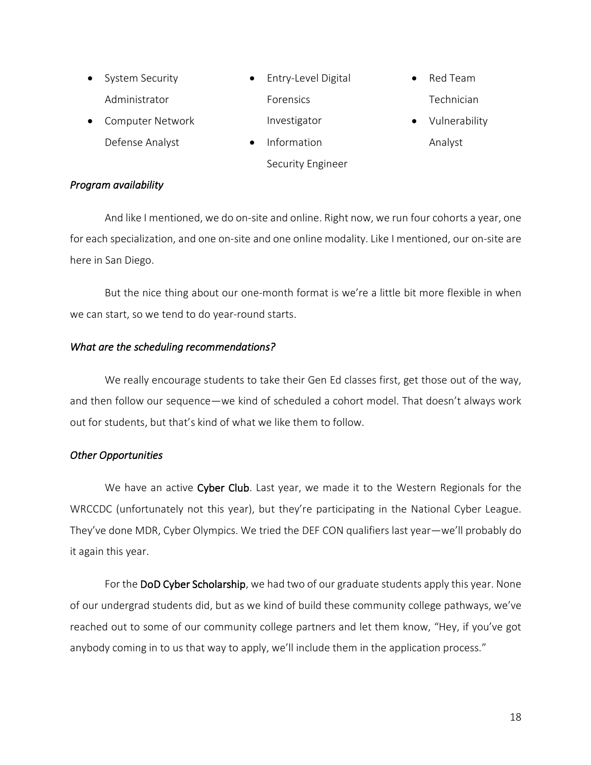- System Security Administrator
- Computer Network Defense Analyst
- Entry-Level Digital Forensics Investigator
- Information Security Engineer
- Red Team Technician
- Vulnerability Analyst

*Program availability*

And like I mentioned, we do on-site and online. Right now, we run four cohorts a year, one for each specialization, and one on-site and one online modality. Like I mentioned, our on-site are here in San Diego.

But the nice thing about our one-month format is we're a little bit more flexible in when we can start, so we tend to do year-round starts.

*What are the scheduling recommendations?*

We really encourage students to take their Gen Ed classes first, get those out of the way, and then follow our sequence—we kind of scheduled a cohort model. That doesn't always work out for students, but that's kind of what we like them to follow.

*Other Opportunities*

We have an active **Cyber Club**. Last year, we made it to the Western Regionals for the WRCCDC (unfortunately not this year), but they're participating in the National Cyber League. They've done MDR, Cyber Olympics. We tried the DEF CON qualifiers last year—we'll probably do it again this year.

For the **DoD Cyber Scholarship**, we had two of our graduate students apply this year. None of our undergrad students did, but as we kind of build these community college pathways, we've reached out to some of our community college partners and let them know, "Hey, if you've got anybody coming in to us that way to apply, we'll include them in the application process."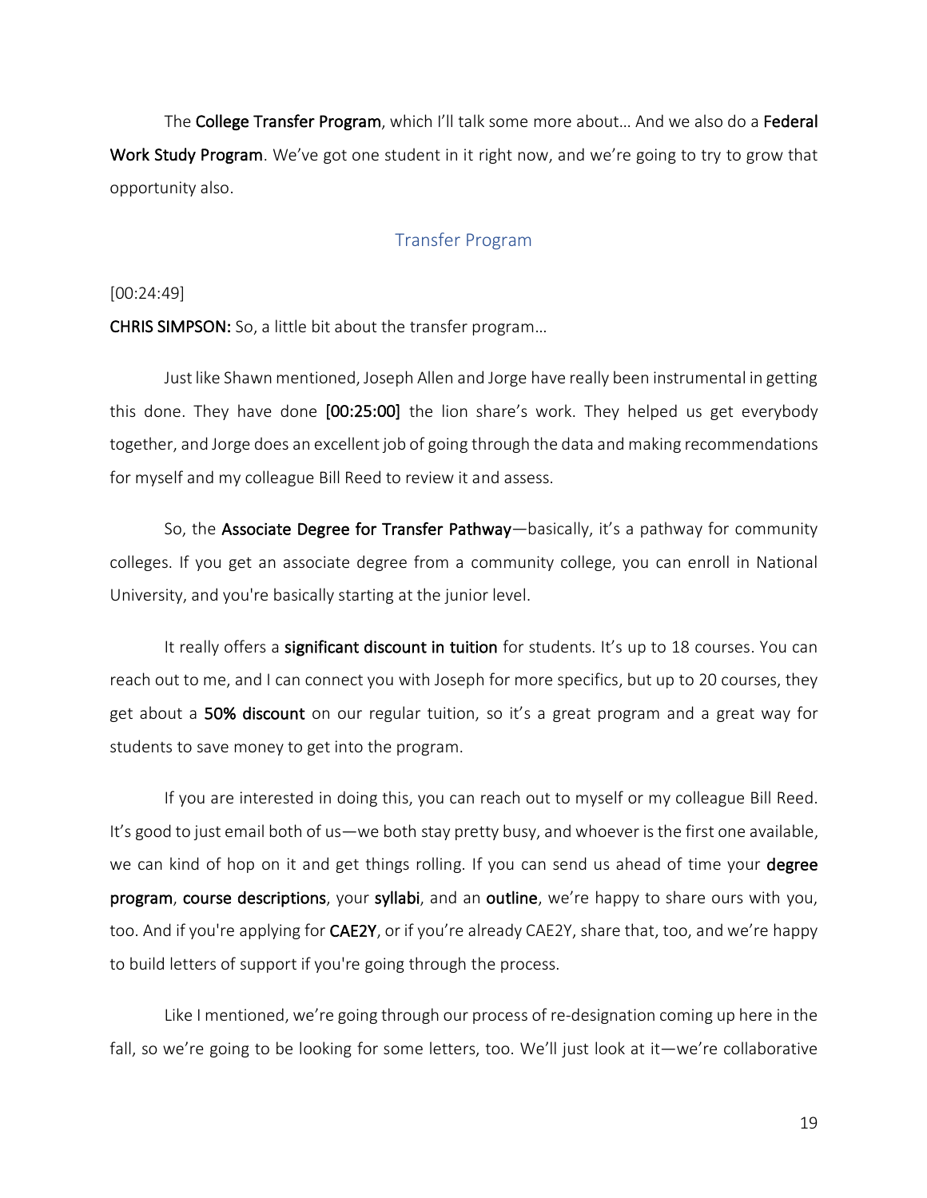The **College Transfer Program**, which I'll talk some more about… And we also do a **Federal Work Study Program**. We've got one student in it right now, and we're going to try to grow that opportunity also.

## Transfer Program

[00:24:49]

**CHRIS SIMPSON:** So, a little bit about the transfer program…

Just like Shawn mentioned, Joseph Allen and Jorge have really been instrumental in getting this done. They have done **[00:25:00]** the lion share's work. They helped us get everybody together, and Jorge does an excellent job of going through the data and making recommendations for myself and my colleague Bill Reed to review it and assess.

So, the **Associate Degree for Transfer Pathway**—basically, it's a pathway for community colleges. If you get an associate degree from a community college, you can enroll in National University, and you're basically starting at the junior level.

It really offers a **significant discount in tuition** for students. It's up to 18 courses. You can reach out to me, and I can connect you with Joseph for more specifics, but up to 20 courses, they get about a **50% discount** on our regular tuition, so it's a great program and a great way for students to save money to get into the program.

If you are interested in doing this, you can reach out to myself or my colleague Bill Reed. It's good to just email both of us—we both stay pretty busy, and whoever is the first one available, we can kind of hop on it and get things rolling. If you can send us ahead of time your **degree program**, **course descriptions**, your **syllabi**, and an **outline**, we're happy to share ours with you, too. And if you're applying for **CAE2Y**, or if you're already CAE2Y, share that, too, and we're happy to build letters of support if you're going through the process.

Like I mentioned, we're going through our process of re-designation coming up here in the fall, so we're going to be looking for some letters, too. We'll just look at it—we're collaborative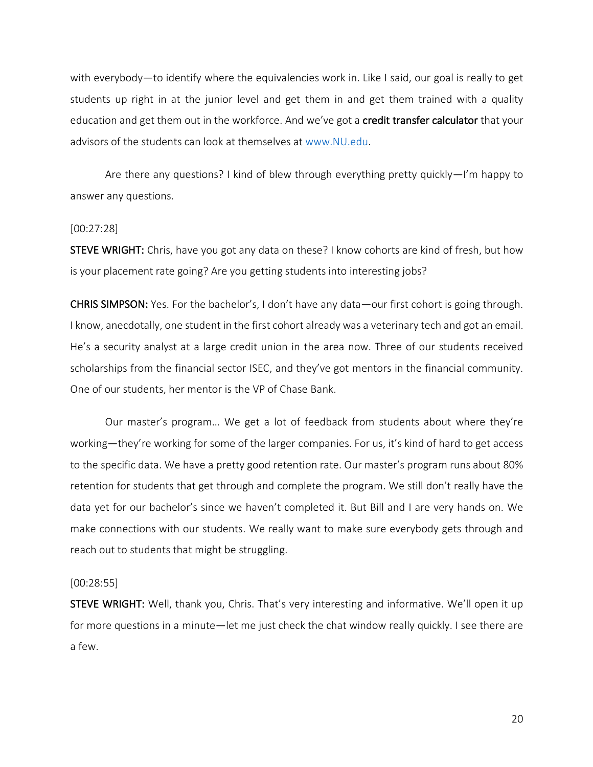with everybody—to identify where the equivalencies work in. Like I said, our goal is really to get students up right in at the junior level and get them in and get them trained with a quality education and get them out in the workforce. And we've got a **credit transfer calculator** that your advisors of the students can look at themselves at [www.NU.edu](www.NU.edu).

Are there any questions? I kind of blew through everything pretty quickly—I'm happy to answer any questions.

[00:27:28]

**STEVE WRIGHT:** Chris, have you got any data on these? I know cohorts are kind of fresh, but how is your placement rate going? Are you getting students into interesting jobs?

**CHRIS SIMPSON:** Yes. For the bachelor's, I don't have any data—our first cohort is going through. I know, anecdotally, one student in the first cohort already was a veterinary tech and got an email. He's a security analyst at a large credit union in the area now. Three of our students received scholarships from the financial sector ISEC, and they've got mentors in the financial community. One of our students, her mentor is the VP of Chase Bank.

Our master's program… We get a lot of feedback from students about where they're working—they're working for some of the larger companies. For us, it's kind of hard to get access to the specific data. We have a pretty good retention rate. Our master's program runs about 80% retention for students that get through and complete the program. We still don't really have the data yet for our bachelor's since we haven't completed it. But Bill and I are very hands on. We make connections with our students. We really want to make sure everybody gets through and reach out to students that might be struggling.

[00:28:55]

**STEVE WRIGHT:** Well, thank you, Chris. That's very interesting and informative. We'll open it up for more questions in a minute—let me just check the chat window really quickly. I see there are a few.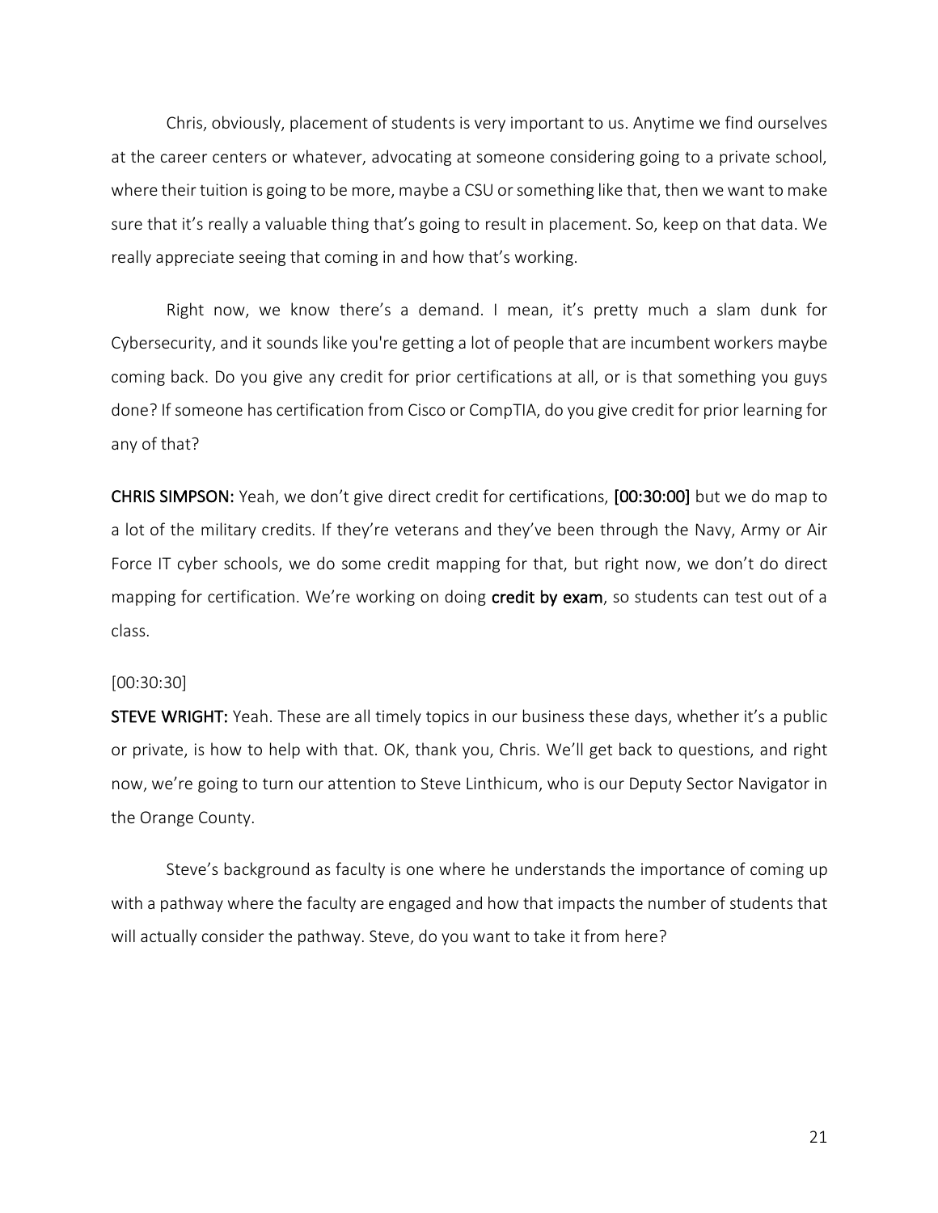Chris, obviously, placement of students is very important to us. Anytime we find ourselves at the career centers or whatever, advocating at someone considering going to a private school, where their tuition is going to be more, maybe a CSU or something like that, then we want to make sure that it's really a valuable thing that's going to result in placement. So, keep on that data. We really appreciate seeing that coming in and how that's working.

Right now, we know there's a demand. I mean, it's pretty much a slam dunk for Cybersecurity, and it sounds like you're getting a lot of people that are incumbent workers maybe coming back. Do you give any credit for prior certifications at all, or is that something you guys done? If someone has certification from Cisco or CompTIA, do you give credit for prior learning for any of that?

**CHRIS SIMPSON:** Yeah, we don't give direct credit for certifications, **[00:30:00]** but we do map to a lot of the military credits. If they're veterans and they've been through the Navy, Army or Air Force IT cyber schools, we do some credit mapping for that, but right now, we don't do direct mapping for certification. We're working on doing **credit by exam**, so students can test out of a class.

[00:30:30]

**STEVE WRIGHT:** Yeah. These are all timely topics in our business these days, whether it's a public or private, is how to help with that. OK, thank you, Chris. We'll get back to questions, and right now, we're going to turn our attention to Steve Linthicum, who is our Deputy Sector Navigator in the Orange County.

Steve's background as faculty is one where he understands the importance of coming up with a pathway where the faculty are engaged and how that impacts the number of students that will actually consider the pathway. Steve, do you want to take it from here?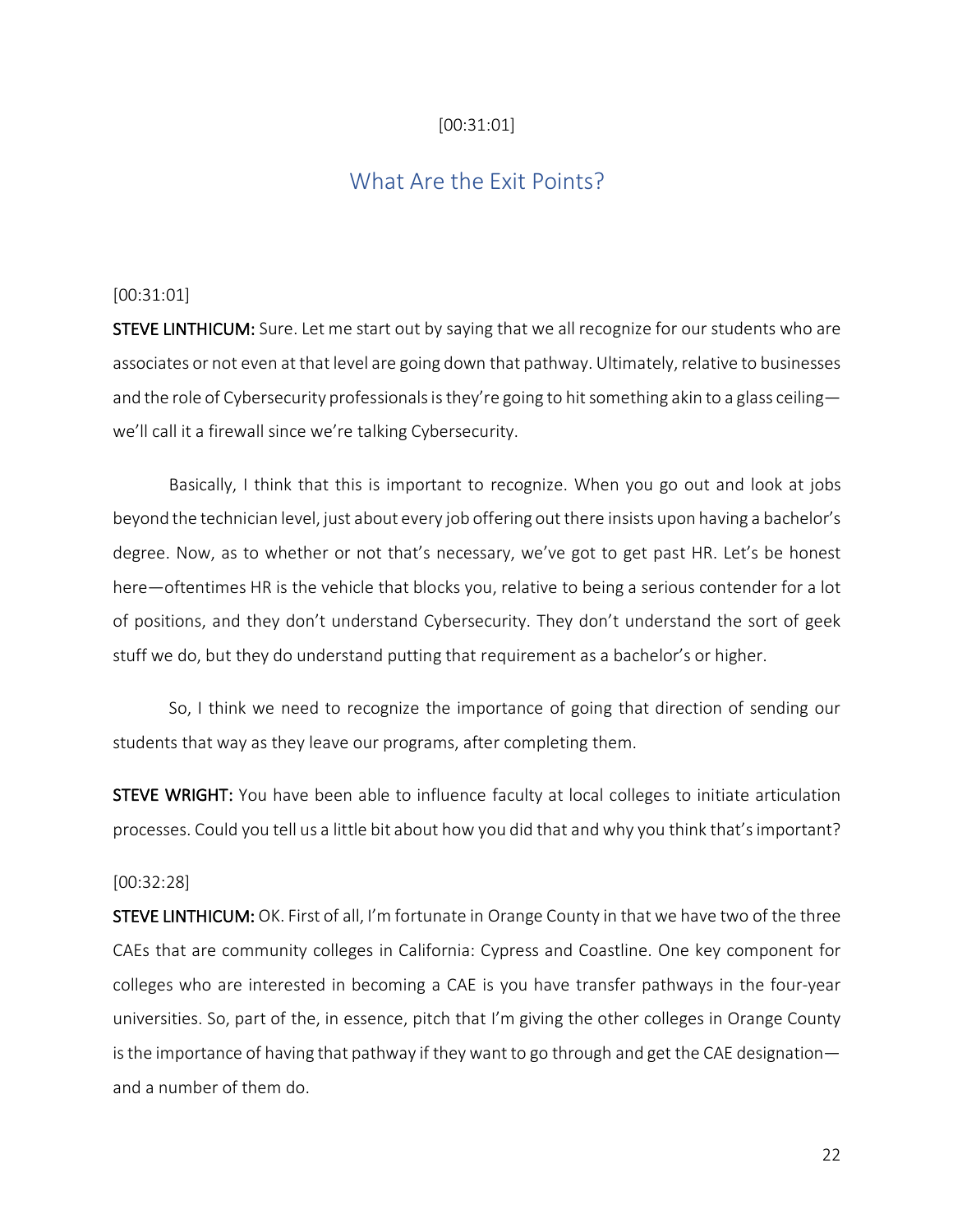[00:31:01]

## What Are the Exit Points?

[00:31:01]

**STEVE LINTHICUM:** Sure. Let me start out by saying that we all recognize for our students who are associates or not even at that level are going down that pathway. Ultimately, relative to businesses and the role of Cybersecurity professionals is they're going to hit something akin to a glass ceiling—we'll call it a firewall since we're talking Cybersecurity.

Basically, I think that this is important to recognize. When you go out and look at jobs beyond the technician level, just about every job offering out there insists upon having a bachelor's degree. Now, as to whether or not that's necessary, we've got to get past HR. Let's be honest here—oftentimes HR is the vehicle that blocks you, relative to being a serious contender for a lot of positions, and they don't understand Cybersecurity. They don't understand the sort of geek stuff we do, but they do understand putting that requirement as a bachelor's or higher.

So, I think we need to recognize the importance of going that direction of sending our students that way as they leave our programs, after completing them.

**STEVE WRIGHT:** You have been able to influence faculty at local colleges to initiate articulation processes. Could you tell us a little bit about how you did that and why you think that's important?

[00:32:28]

**STEVE LINTHICUM:** OK. First of all, I'm fortunate in Orange County in that we have two of the three CAEs that are community colleges in California: Cypress and Coastline. One key component for colleges who are interested in becoming a CAE is you have transfer pathways in the four-year universities. So, part of the, in essence, pitch that I'm giving the other colleges in Orange County is the importance of having that pathway if they want to go through and get the CAE designation—and a number of them do.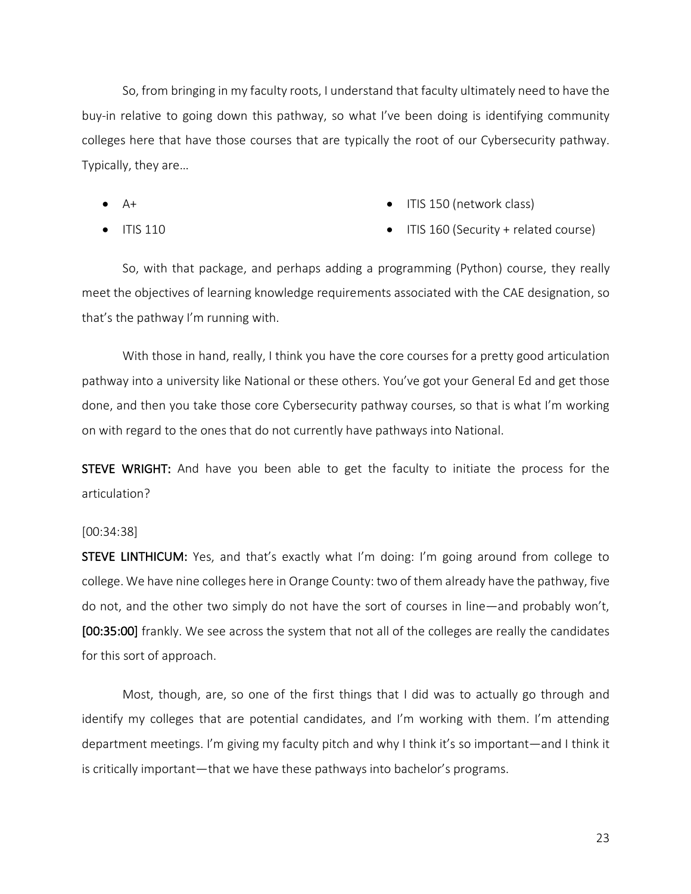So, from bringing in my faculty roots, I understand that faculty ultimately need to have the buy-in relative to going down this pathway, so what I've been doing is identifying community colleges here that have those courses that are typically the root of our Cybersecurity pathway. Typically, they are…

- A+
- ITIS 110
- ITIS 150 (network class)
- ITIS 160 (Security + related course)

So, with that package, and perhaps adding a programming (Python) course, they really meet the objectives of learning knowledge requirements associated with the CAE designation, so that's the pathway I'm running with.

With those in hand, really, I think you have the core courses for a pretty good articulation pathway into a university like National or these others. You've got your General Ed and get those done, and then you take those core Cybersecurity pathway courses, so that is what I'm working on with regard to the ones that do not currently have pathways into National.

**STEVE WRIGHT:** And have you been able to get the faculty to initiate the process for the articulation?

[00:34:38]

**STEVE LINTHICUM:** Yes, and that's exactly what I'm doing: I'm going around from college to college. We have nine colleges here in Orange County: two of them already have the pathway, five do not, and the other two simply do not have the sort of courses in line—and probably won't, **[00:35:00]** frankly. We see across the system that not all of the colleges are really the candidates for this sort of approach.

Most, though, are, so one of the first things that I did was to actually go through and identify my colleges that are potential candidates, and I'm working with them. I'm attending department meetings. I'm giving my faculty pitch and why I think it's so important—and I think it is critically important—that we have these pathways into bachelor's programs.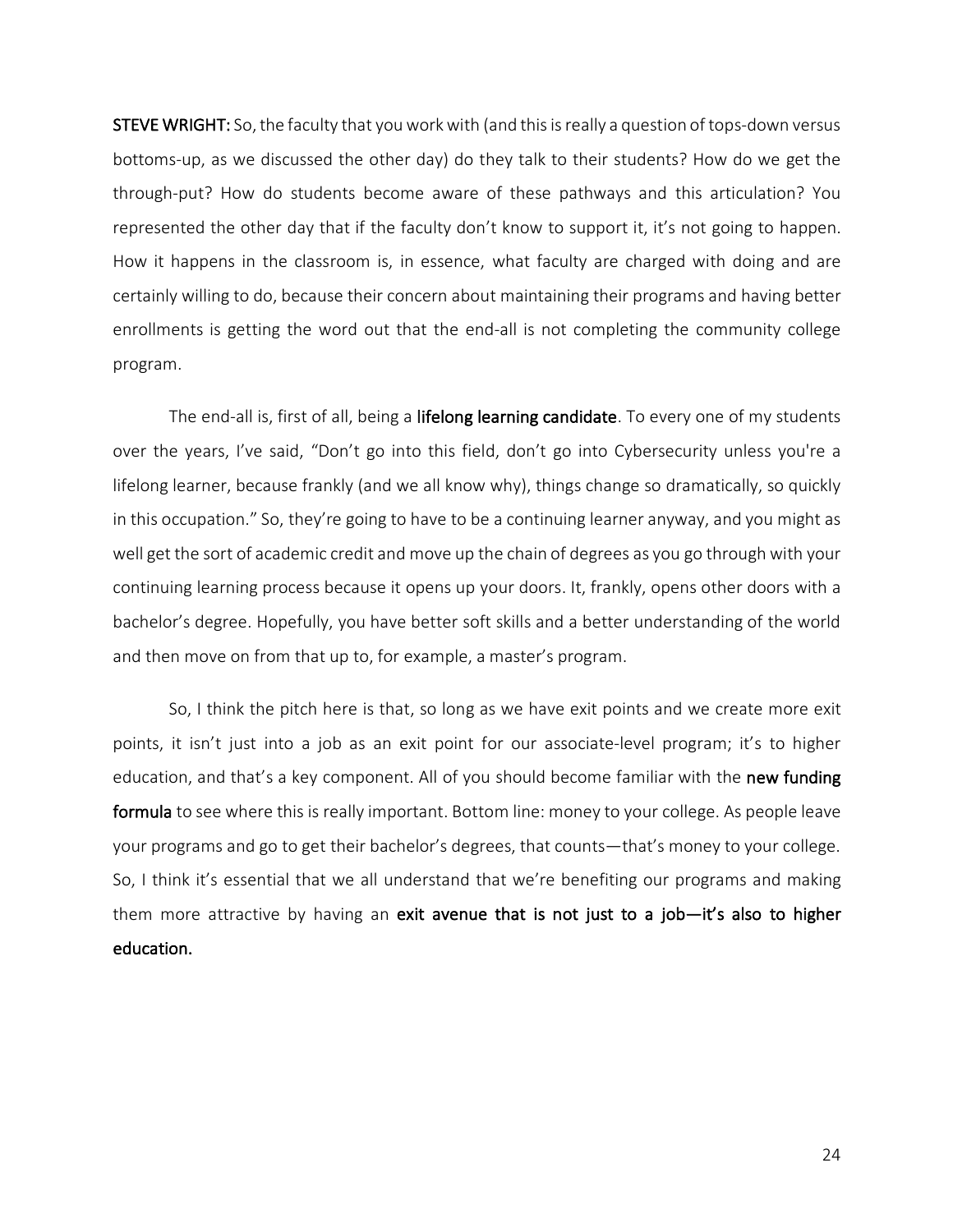**STEVE WRIGHT:** So, the faculty that you work with (and this is really a question of tops-down versus bottoms-up, as we discussed the other day) do they talk to their students? How do we get the through-put? How do students become aware of these pathways and this articulation? You represented the other day that if the faculty don't know to support it, it's not going to happen. How it happens in the classroom is, in essence, what faculty are charged with doing and are certainly willing to do, because their concern about maintaining their programs and having better enrollments is getting the word out that the end-all is not completing the community college program.

The end-all is, first of all, being a **lifelong learning candidate**. To every one of my students over the years, I've said, "Don't go into this field, don't go into Cybersecurity unless you're a lifelong learner, because frankly (and we all know why), things change so dramatically, so quickly in this occupation." So, they're going to have to be a continuing learner anyway, and you might as well get the sort of academic credit and move up the chain of degrees as you go through with your continuing learning process because it opens up your doors. It, frankly, opens other doors with a bachelor's degree. Hopefully, you have better soft skills and a better understanding of the world and then move on from that up to, for example, a master's program.

So, I think the pitch here is that, so long as we have exit points and we create more exit points, it isn't just into a job as an exit point for our associate-level program; it's to higher education, and that's a key component. All of you should become familiar with the **new funding formula** to see where this is really important. Bottom line: money to your college. As people leave your programs and go to get their bachelor's degrees, that counts—that's money to your college. So, I think it's essential that we all understand that we're benefiting our programs and making them more attractive by having an **exit avenue that is not just to a job—it's also to higher education.**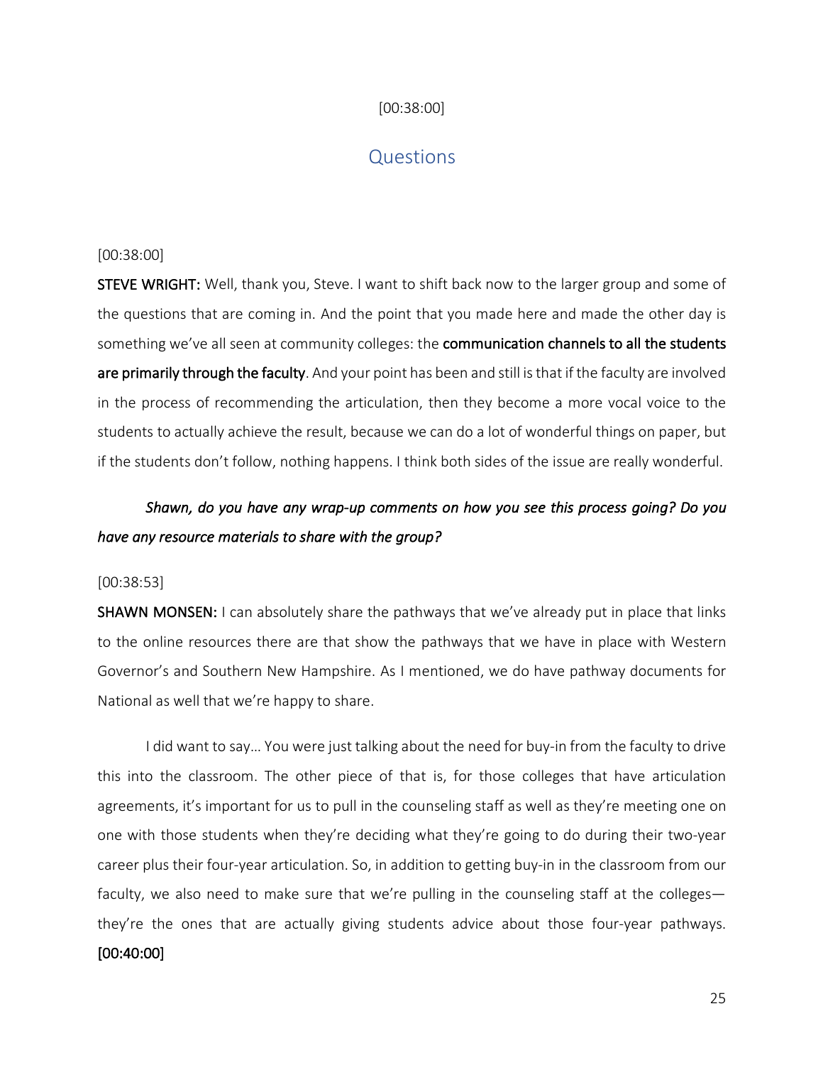[00:38:00]

## Questions

[00:38:00]

**STEVE WRIGHT:** Well, thank you, Steve. I want to shift back now to the larger group and some of the questions that are coming in. And the point that you made here and made the other day is something we've all seen at community colleges: the **communication channels to all the students are primarily through the faculty**. And your point has been and still is that if the faculty are involved in the process of recommending the articulation, then they become a more vocal voice to the students to actually achieve the result, because we can do a lot of wonderful things on paper, but if the students don't follow, nothing happens. I think both sides of the issue are really wonderful.

*Shawn, do you have any wrap-up comments on how you see this process going? Do you have any resource materials to share with the group?*

[00:38:53]

**SHAWN MONSEN:** I can absolutely share the pathways that we've already put in place that links to the online resources there are that show the pathways that we have in place with Western Governor's and Southern New Hampshire. As I mentioned, we do have pathway documents for National as well that we're happy to share.

I did want to say… You were just talking about the need for buy-in from the faculty to drive this into the classroom. The other piece of that is, for those colleges that have articulation agreements, it's important for us to pull in the counseling staff as well as they're meeting one on one with those students when they're deciding what they're going to do during their two-year career plus their four-year articulation. So, in addition to getting buy-in in the classroom from our faculty, we also need to make sure that we're pulling in the counseling staff at the colleges—they're the ones that are actually giving students advice about those four-year pathways. **[00:40:00]**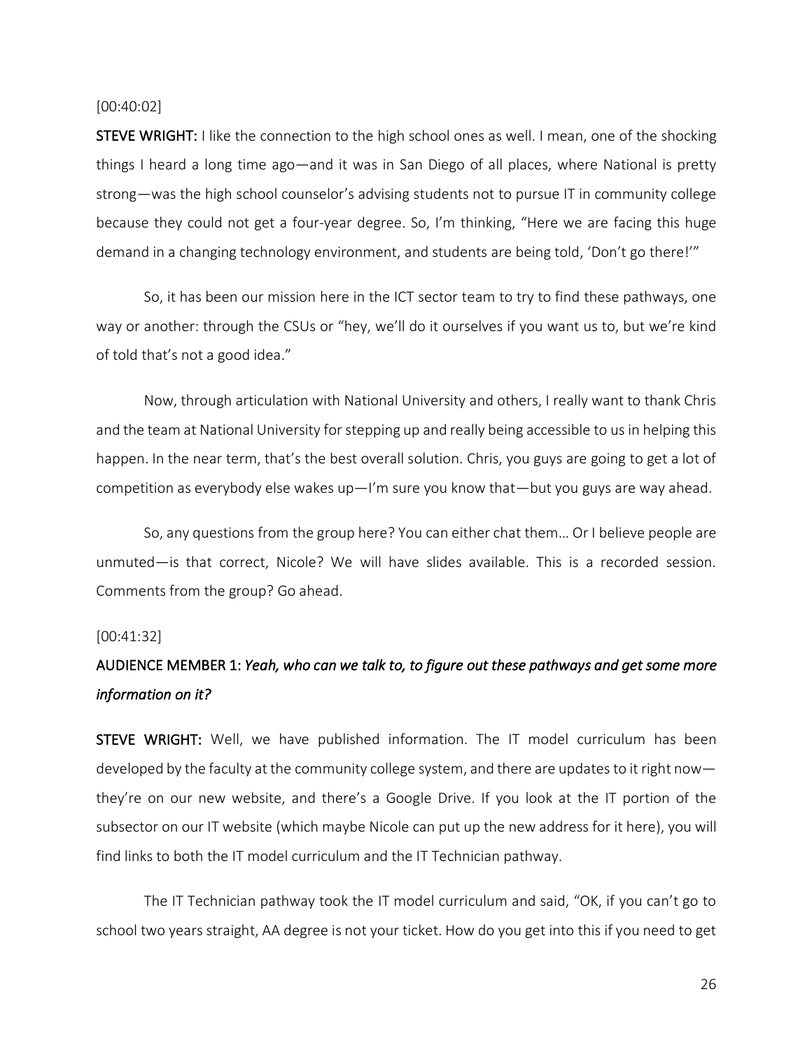[00:40:02]

**STEVE WRIGHT:** I like the connection to the high school ones as well. I mean, one of the shocking things I heard a long time ago—and it was in San Diego of all places, where National is pretty strong—was the high school counselor's advising students not to pursue IT in community college because they could not get a four-year degree. So, I'm thinking, "Here we are facing this huge demand in a changing technology environment, and students are being told, 'Don't go there!'"

So, it has been our mission here in the ICT sector team to try to find these pathways, one way or another: through the CSUs or "hey, we'll do it ourselves if you want us to, but we're kind of told that's not a good idea."

Now, through articulation with National University and others, I really want to thank Chris and the team at National University for stepping up and really being accessible to us in helping this happen. In the near term, that's the best overall solution. Chris, you guys are going to get a lot of competition as everybody else wakes up—I'm sure you know that—but you guys are way ahead.

So, any questions from the group here? You can either chat them… Or I believe people are unmuted—is that correct, Nicole? We will have slides available. This is a recorded session. Comments from the group? Go ahead.

[00:41:32]

**AUDIENCE MEMBER 1:** *Yeah, who can we talk to, to figure out these pathways and get some more information on it?*

**STEVE WRIGHT:** Well, we have published information. The IT model curriculum has been developed by the faculty at the community college system, and there are updates to it right now—they're on our new website, and there's a Google Drive. If you look at the IT portion of the subsector on our IT website (which maybe Nicole can put up the new address for it here), you will find links to both the IT model curriculum and the IT Technician pathway.

The IT Technician pathway took the IT model curriculum and said, "OK, if you can't go to school two years straight, AA degree is not your ticket. How do you get into this if you need to get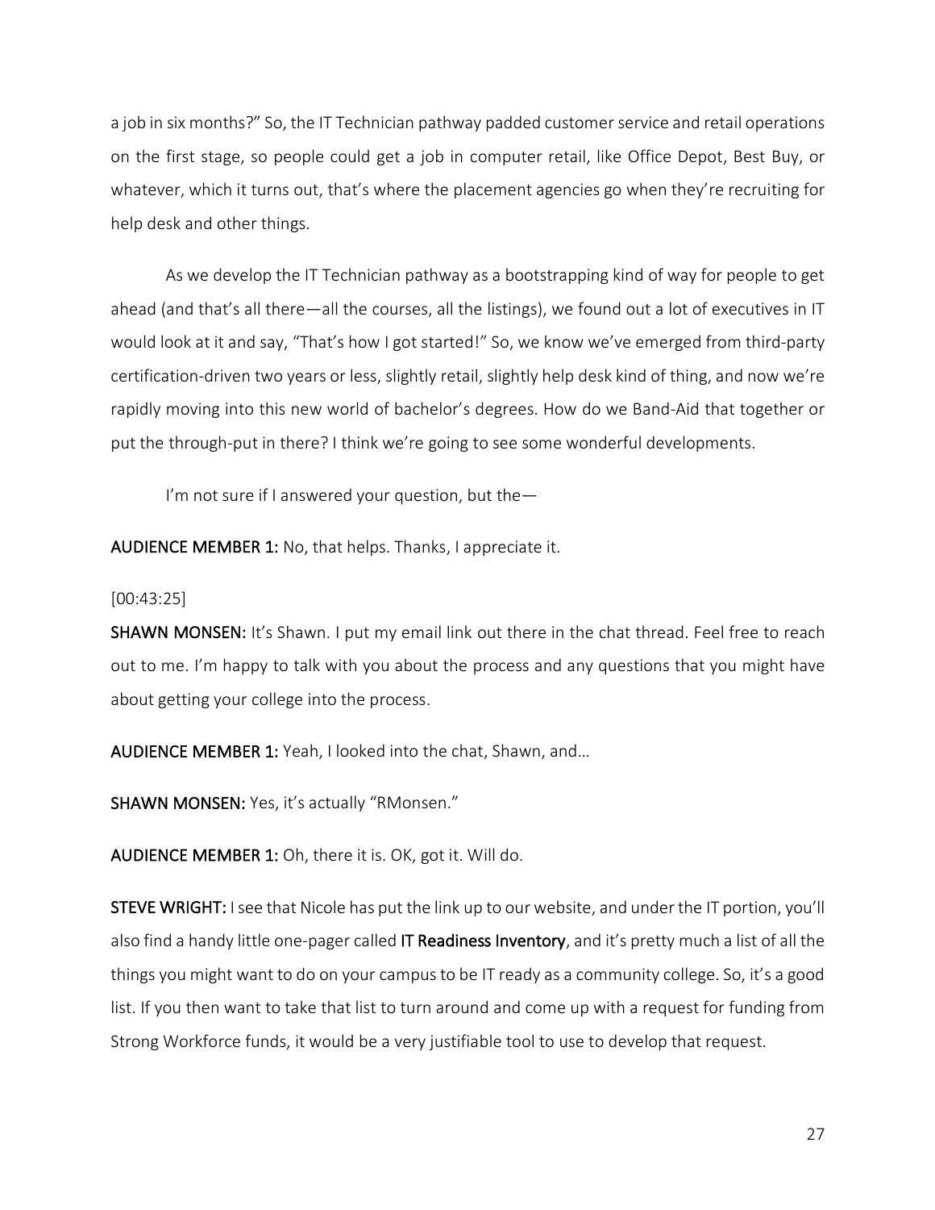a job in six months?" So, the IT Technician pathway padded customer service and retail operations on the first stage, so people could get a job in computer retail, like Office Depot, Best Buy, or whatever, which it turns out, that's where the placement agencies go when they're recruiting for help desk and other things.

As we develop the IT Technician pathway as a bootstrapping kind of way for people to get ahead (and that's all there—all the courses, all the listings), we found out a lot of executives in IT would look at it and say, "That's how I got started!" So, we know we've emerged from third-party certification-driven two years or less, slightly retail, slightly help desk kind of thing, and now we're rapidly moving into this new world of bachelor's degrees. How do we Band-Aid that together or put the through-put in there? I think we're going to see some wonderful developments.

I'm not sure if I answered your question, but the—

**AUDIENCE MEMBER 1:** No, that helps. Thanks, I appreciate it.

[00:43:25]

**SHAWN MONSEN:** It's Shawn. I put my email link out there in the chat thread. Feel free to reach out to me. I'm happy to talk with you about the process and any questions that you might have about getting your college into the process.

**AUDIENCE MEMBER 1:** Yeah, I looked into the chat, Shawn, and…

**SHAWN MONSEN:** Yes, it's actually "RMonsen."

**AUDIENCE MEMBER 1:** Oh, there it is. OK, got it. Will do.

**STEVE WRIGHT:** I see that Nicole has put the link up to our website, and under the IT portion, you'll also find a handy little one-pager called IT Readiness Inventory, and it's pretty much a list of all the things you might want to do on your campus to be IT ready as a community college. So, it's a good list. If you then want to take that list to turn around and come up with a request for funding from Strong Workforce funds, it would be a very justifiable tool to use to develop that request.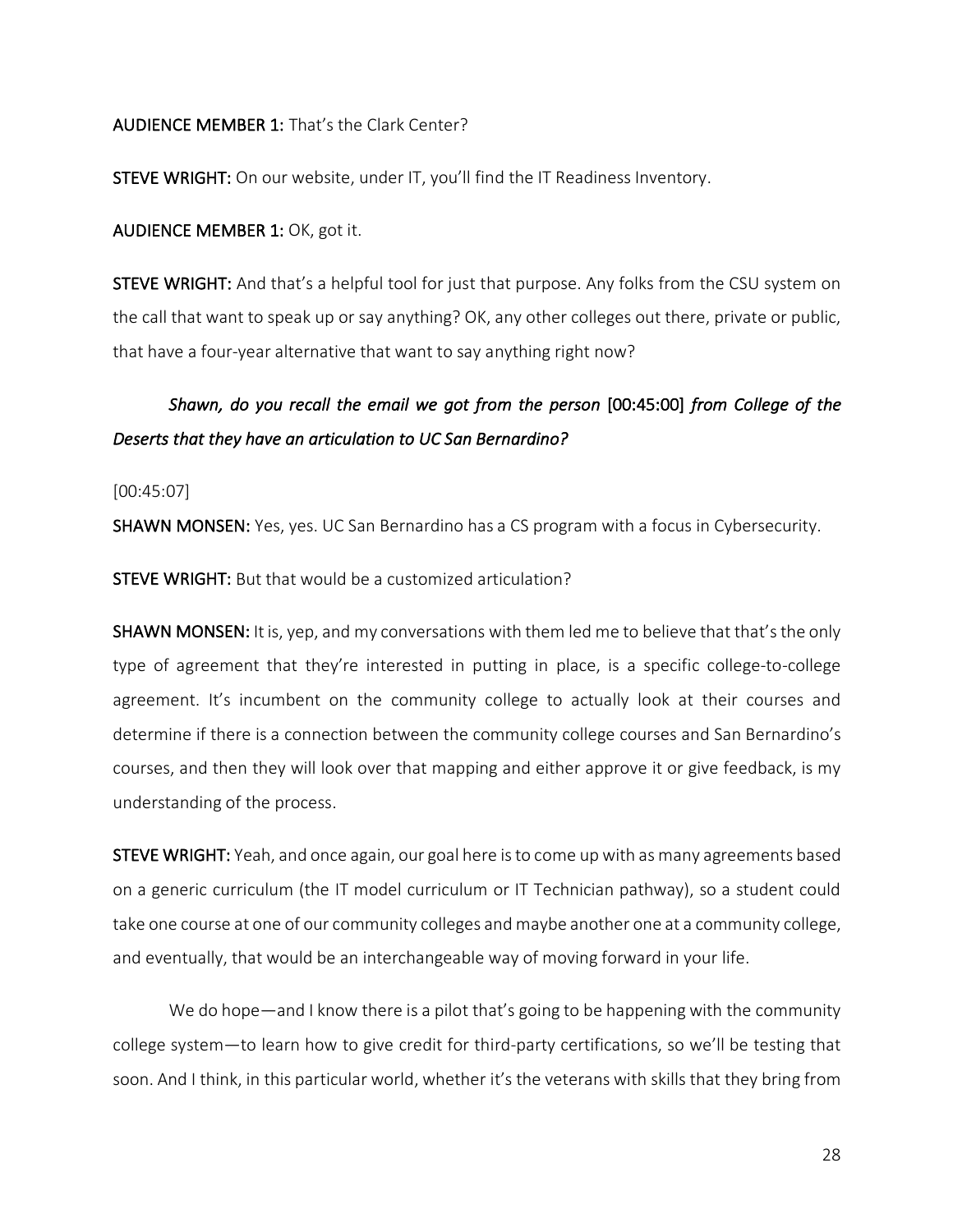**AUDIENCE MEMBER 1:** That's the Clark Center?

**STEVE WRIGHT:** On our website, under IT, you'll find the IT Readiness Inventory.

**AUDIENCE MEMBER 1:** OK, got it.

**STEVE WRIGHT:** And that's a helpful tool for just that purpose. Any folks from the CSU system on the call that want to speak up or say anything? OK, any other colleges out there, private or public, that have a four-year alternative that want to say anything right now?

*Shawn, do you recall the email we got from the person* [00:45:00] *from College of the Deserts that they have an articulation to UC San Bernardino?*

[00:45:07]

**SHAWN MONSEN:** Yes, yes. UC San Bernardino has a CS program with a focus in Cybersecurity.

**STEVE WRIGHT:** But that would be a customized articulation?

**SHAWN MONSEN:** It is, yep, and my conversations with them led me to believe that that's the only type of agreement that they're interested in putting in place, is a specific college-to-college agreement. It's incumbent on the community college to actually look at their courses and determine if there is a connection between the community college courses and San Bernardino's courses, and then they will look over that mapping and either approve it or give feedback, is my understanding of the process.

**STEVE WRIGHT:** Yeah, and once again, our goal here is to come up with as many agreements based on a generic curriculum (the IT model curriculum or IT Technician pathway), so a student could take one course at one of our community colleges and maybe another one at a community college, and eventually, that would be an interchangeable way of moving forward in your life.

We do hope—and I know there is a pilot that's going to be happening with the community college system—to learn how to give credit for third-party certifications, so we'll be testing that soon. And I think, in this particular world, whether it's the veterans with skills that they bring from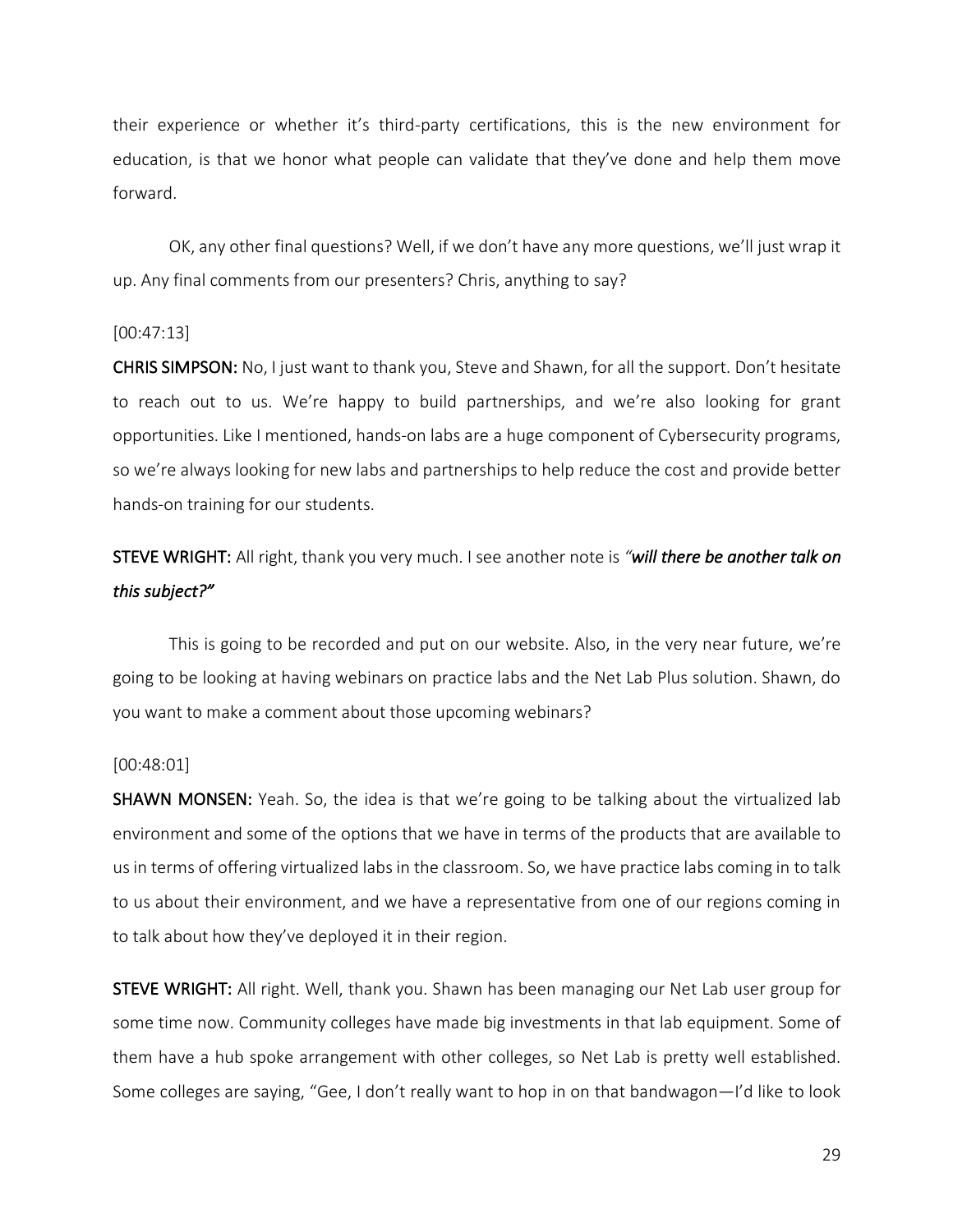their experience or whether it's third-party certifications, this is the new environment for education, is that we honor what people can validate that they've done and help them move forward.

OK, any other final questions? Well, if we don't have any more questions, we'll just wrap it up. Any final comments from our presenters? Chris, anything to say?

[00:47:13]

**CHRIS SIMPSON:** No, I just want to thank you, Steve and Shawn, for all the support. Don't hesitate to reach out to us. We're happy to build partnerships, and we're also looking for grant opportunities. Like I mentioned, hands-on labs are a huge component of Cybersecurity programs, so we're always looking for new labs and partnerships to help reduce the cost and provide better hands-on training for our students.

**STEVE WRIGHT:** All right, thank you very much. I see another note is *"**will there be another talk on this subject?**"*

This is going to be recorded and put on our website. Also, in the very near future, we're going to be looking at having webinars on practice labs and the Net Lab Plus solution. Shawn, do you want to make a comment about those upcoming webinars?

[00:48:01]

**SHAWN MONSEN:** Yeah. So, the idea is that we're going to be talking about the virtualized lab environment and some of the options that we have in terms of the products that are available to us in terms of offering virtualized labs in the classroom. So, we have practice labs coming in to talk to us about their environment, and we have a representative from one of our regions coming in to talk about how they've deployed it in their region.

**STEVE WRIGHT:** All right. Well, thank you. Shawn has been managing our Net Lab user group for some time now. Community colleges have made big investments in that lab equipment. Some of them have a hub spoke arrangement with other colleges, so Net Lab is pretty well established. Some colleges are saying, "Gee, I don't really want to hop in on that bandwagon—I'd like to look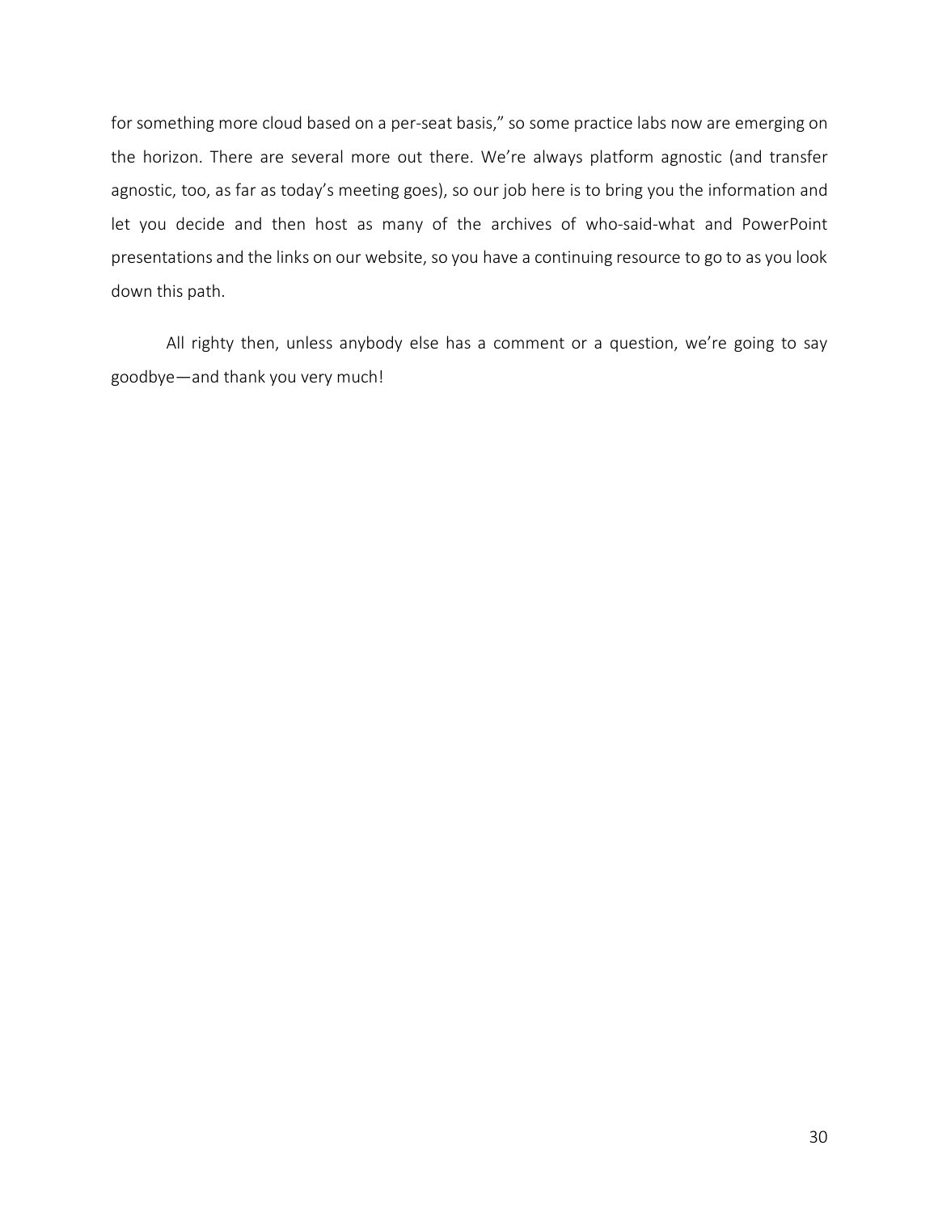for something more cloud based on a per-seat basis," so some practice labs now are emerging on the horizon. There are several more out there. We're always platform agnostic (and transfer agnostic, too, as far as today's meeting goes), so our job here is to bring you the information and let you decide and then host as many of the archives of who-said-what and PowerPoint presentations and the links on our website, so you have a continuing resource to go to as you look down this path.

All righty then, unless anybody else has a comment or a question, we're going to say goodbye—and thank you very much!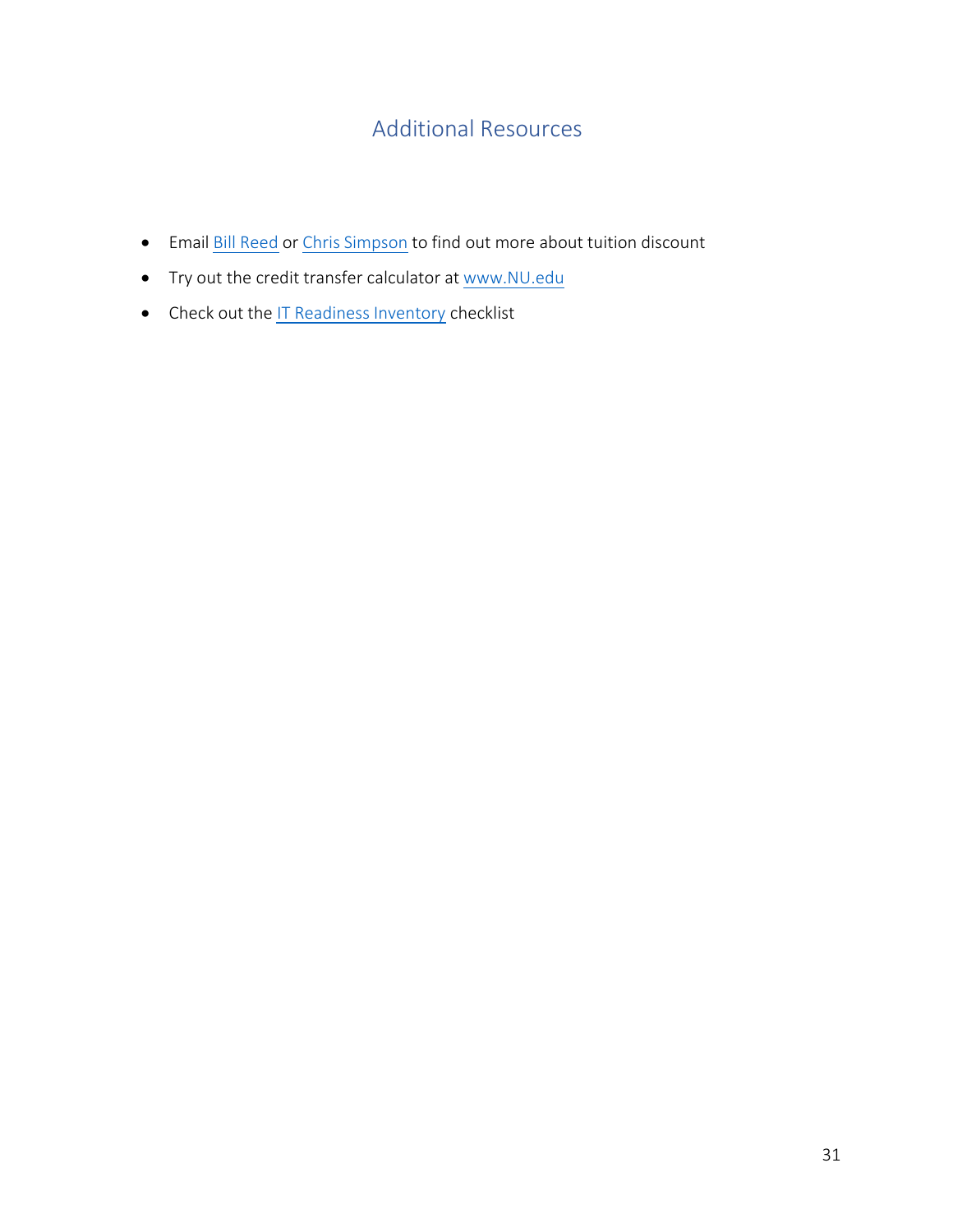## Additional Resources

- Email Bill Reed or Chris Simpson to find out more about tuition discount
- Try out the credit transfer calculator at www.NU.edu
- Check out the IT Readiness Inventory checklist